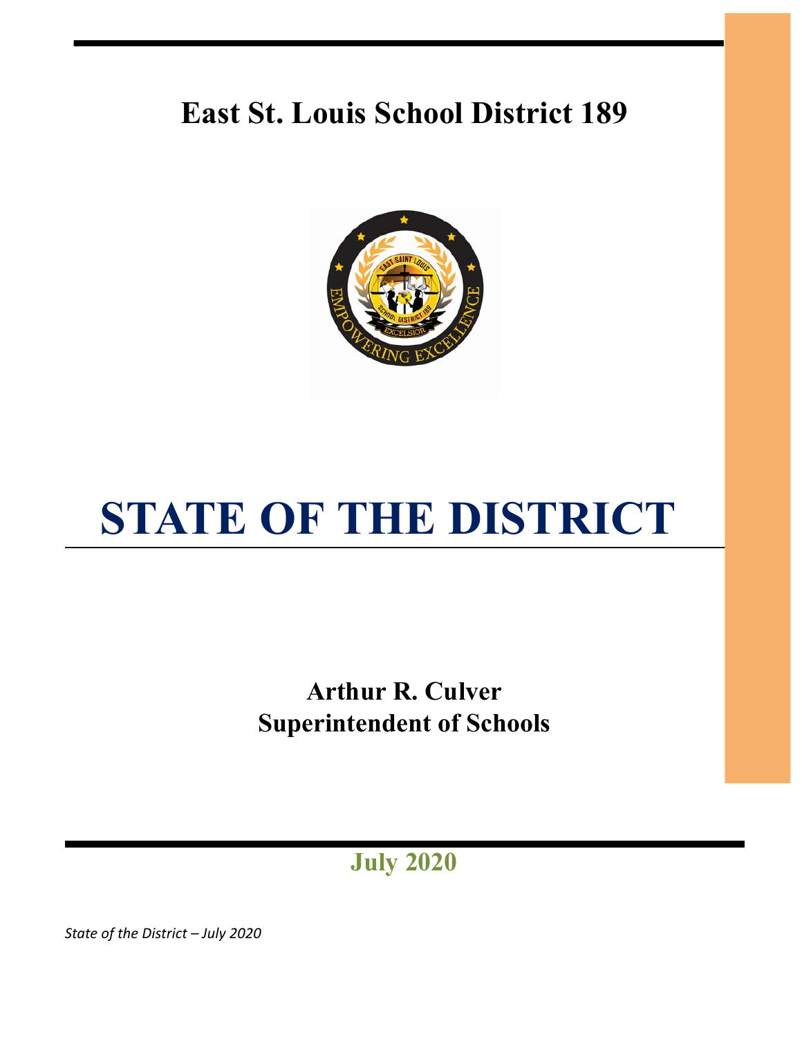# East St. Louis School District 189

# STATE OF THE DISTRICT

**Arthur R. Culver**
**Superintendent of Schools**

**July 2020**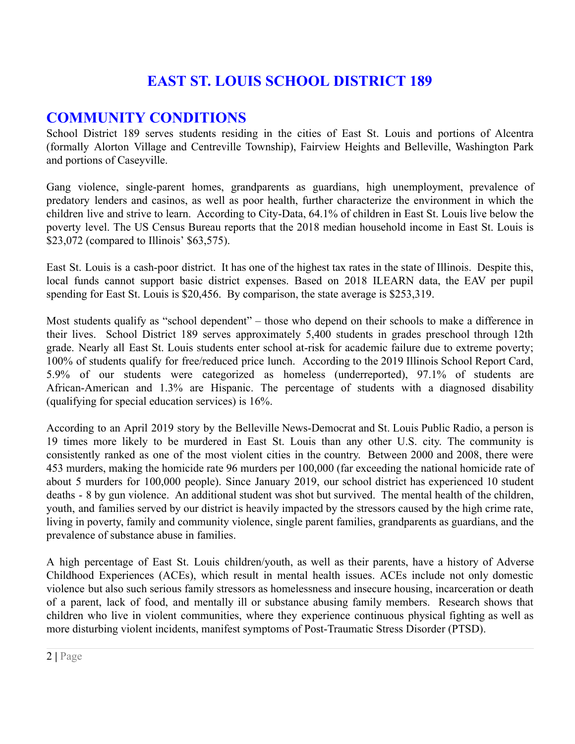# EAST ST. LOUIS SCHOOL DISTRICT 189

## COMMUNITY CONDITIONS

School District 189 serves students residing in the cities of East St. Louis and portions of Alcentra (formally Alorton Village and Centreville Township), Fairview Heights and Belleville, Washington Park and portions of Caseyville.

Gang violence, single-parent homes, grandparents as guardians, high unemployment, prevalence of predatory lenders and casinos, as well as poor health, further characterize the environment in which the children live and strive to learn. According to City-Data, 64.1% of children in East St. Louis live below the poverty level. The US Census Bureau reports that the 2018 median household income in East St. Louis is $23,072 (compared to Illinois' $63,575).

East St. Louis is a cash-poor district. It has one of the highest tax rates in the state of Illinois. Despite this, local funds cannot support basic district expenses. Based on 2018 ILEARN data, the EAV per pupil spending for East St. Louis is $20,456. By comparison, the state average is $253,319.

Most students qualify as "school dependent" – those who depend on their schools to make a difference in their lives. School District 189 serves approximately 5,400 students in grades preschool through 12th grade. Nearly all East St. Louis students enter school at-risk for academic failure due to extreme poverty; 100% of students qualify for free/reduced price lunch. According to the 2019 Illinois School Report Card, 5.9% of our students were categorized as homeless (underreported), 97.1% of students are African-American and 1.3% are Hispanic. The percentage of students with a diagnosed disability (qualifying for special education services) is 16%.

According to an April 2019 story by the Belleville News-Democrat and St. Louis Public Radio, a person is 19 times more likely to be murdered in East St. Louis than any other U.S. city. The community is consistently ranked as one of the most violent cities in the country. Between 2000 and 2008, there were 453 murders, making the homicide rate 96 murders per 100,000 (far exceeding the national homicide rate of about 5 murders for 100,000 people). Since January 2019, our school district has experienced 10 student deaths - 8 by gun violence. An additional student was shot but survived. The mental health of the children, youth, and families served by our district is heavily impacted by the stressors caused by the high crime rate, living in poverty, family and community violence, single parent families, grandparents as guardians, and the prevalence of substance abuse in families.

A high percentage of East St. Louis children/youth, as well as their parents, have a history of Adverse Childhood Experiences (ACEs), which result in mental health issues. ACEs include not only domestic violence but also such serious family stressors as homelessness and insecure housing, incarceration or death of a parent, lack of food, and mentally ill or substance abusing family members. Research shows that children who live in violent communities, where they experience continuous physical fighting as well as more disturbing violent incidents, manifest symptoms of Post-Traumatic Stress Disorder (PTSD).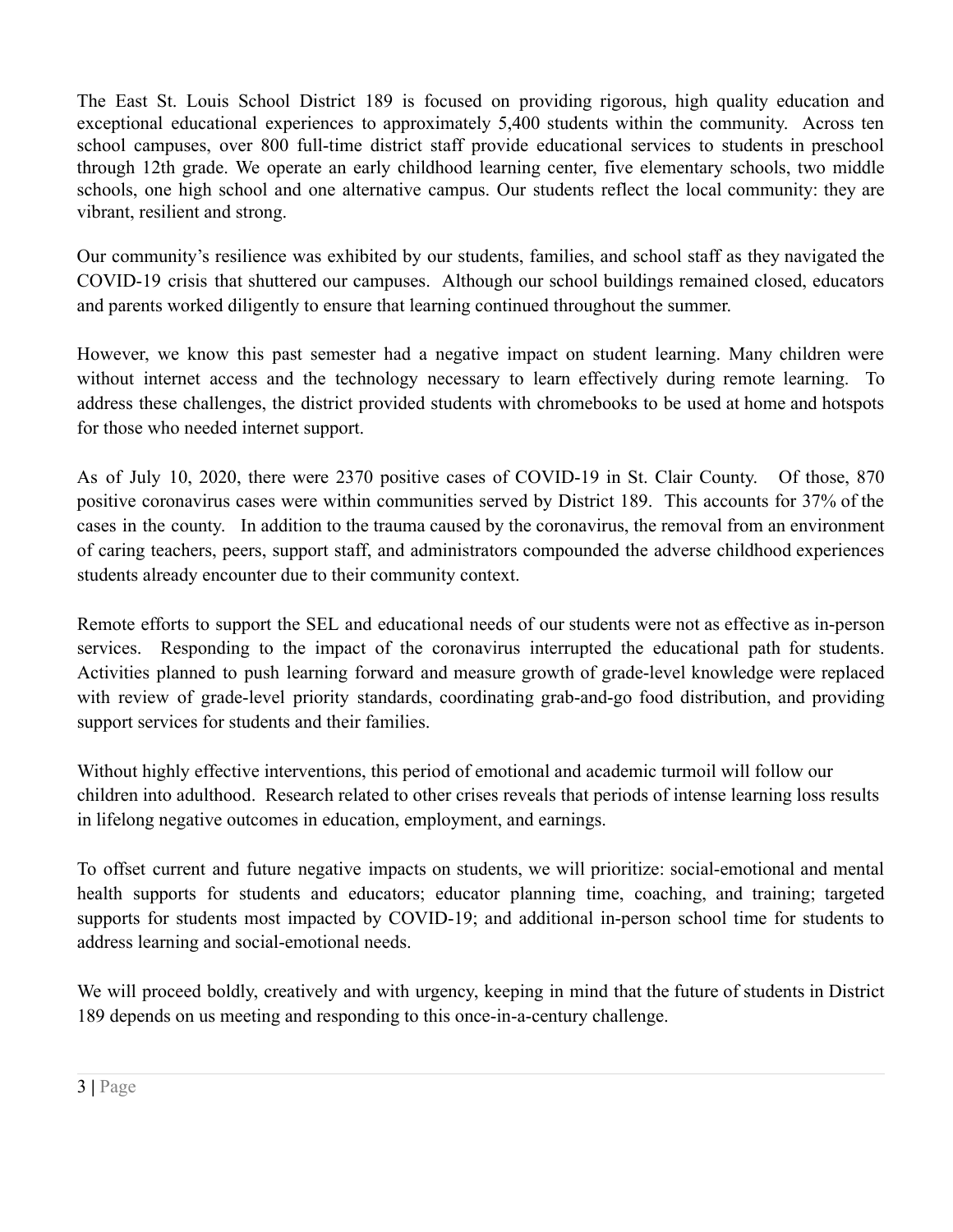The East St. Louis School District 189 is focused on providing rigorous, high quality education and exceptional educational experiences to approximately 5,400 students within the community. Across ten school campuses, over 800 full-time district staff provide educational services to students in preschool through 12th grade. We operate an early childhood learning center, five elementary schools, two middle schools, one high school and one alternative campus. Our students reflect the local community: they are vibrant, resilient and strong.

Our community's resilience was exhibited by our students, families, and school staff as they navigated the COVID-19 crisis that shuttered our campuses. Although our school buildings remained closed, educators and parents worked diligently to ensure that learning continued throughout the summer.

However, we know this past semester had a negative impact on student learning. Many children were without internet access and the technology necessary to learn effectively during remote learning. To address these challenges, the district provided students with chromebooks to be used at home and hotspots for those who needed internet support.

As of July 10, 2020, there were 2370 positive cases of COVID-19 in St. Clair County. Of those, 870 positive coronavirus cases were within communities served by District 189. This accounts for 37% of the cases in the county. In addition to the trauma caused by the coronavirus, the removal from an environment of caring teachers, peers, support staff, and administrators compounded the adverse childhood experiences students already encounter due to their community context.

Remote efforts to support the SEL and educational needs of our students were not as effective as in-person services. Responding to the impact of the coronavirus interrupted the educational path for students. Activities planned to push learning forward and measure growth of grade-level knowledge were replaced with review of grade-level priority standards, coordinating grab-and-go food distribution, and providing support services for students and their families.

Without highly effective interventions, this period of emotional and academic turmoil will follow our children into adulthood. Research related to other crises reveals that periods of intense learning loss results in lifelong negative outcomes in education, employment, and earnings.

To offset current and future negative impacts on students, we will prioritize: social-emotional and mental health supports for students and educators; educator planning time, coaching, and training; targeted supports for students most impacted by COVID-19; and additional in-person school time for students to address learning and social-emotional needs.

We will proceed boldly, creatively and with urgency, keeping in mind that the future of students in District 189 depends on us meeting and responding to this once-in-a-century challenge.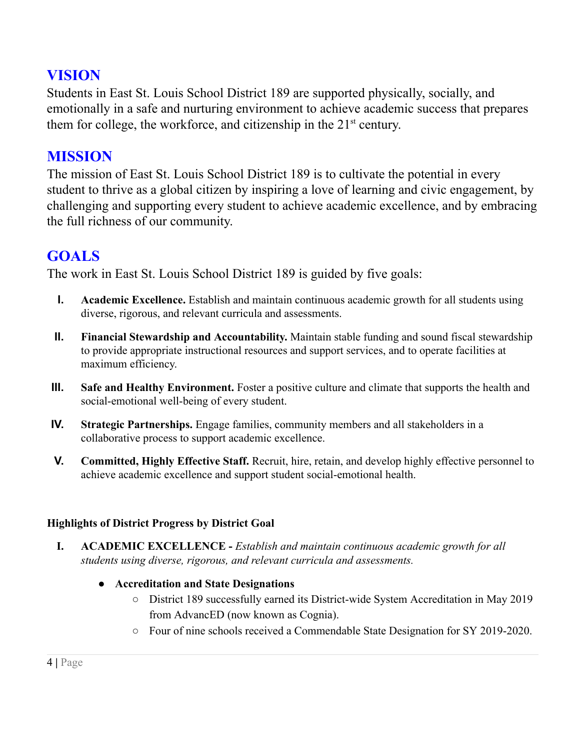## VISION

Students in East St. Louis School District 189 are supported physically, socially, and emotionally in a safe and nurturing environment to achieve academic success that prepares them for college, the workforce, and citizenship in the 21st century.

## MISSION

The mission of East St. Louis School District 189 is to cultivate the potential in every student to thrive as a global citizen by inspiring a love of learning and civic engagement, by challenging and supporting every student to achieve academic excellence, and by embracing the full richness of our community.

## GOALS

The work in East St. Louis School District 189 is guided by five goals:

- **I.** **Academic Excellence.** Establish and maintain continuous academic growth for all students using diverse, rigorous, and relevant curricula and assessments.
- **II.** **Financial Stewardship and Accountability.** Maintain stable funding and sound fiscal stewardship to provide appropriate instructional resources and support services, and to operate facilities at maximum efficiency.
- **III.** **Safe and Healthy Environment.** Foster a positive culture and climate that supports the health and social-emotional well-being of every student.
- **IV.** **Strategic Partnerships.** Engage families, community members and all stakeholders in a collaborative process to support academic excellence.
- **V.** **Committed, Highly Effective Staff.** Recruit, hire, retain, and develop highly effective personnel to achieve academic excellence and support student social-emotional health.

**Highlights of District Progress by District Goal**

- **I.** **ACADEMIC EXCELLENCE -** *Establish and maintain continuous academic growth for all students using diverse, rigorous, and relevant curricula and assessments.*
  - **Accreditation and State Designations**
    - District 189 successfully earned its District-wide System Accreditation in May 2019 from AdvancED (now known as Cognia).
    - Four of nine schools received a Commendable State Designation for SY 2019-2020.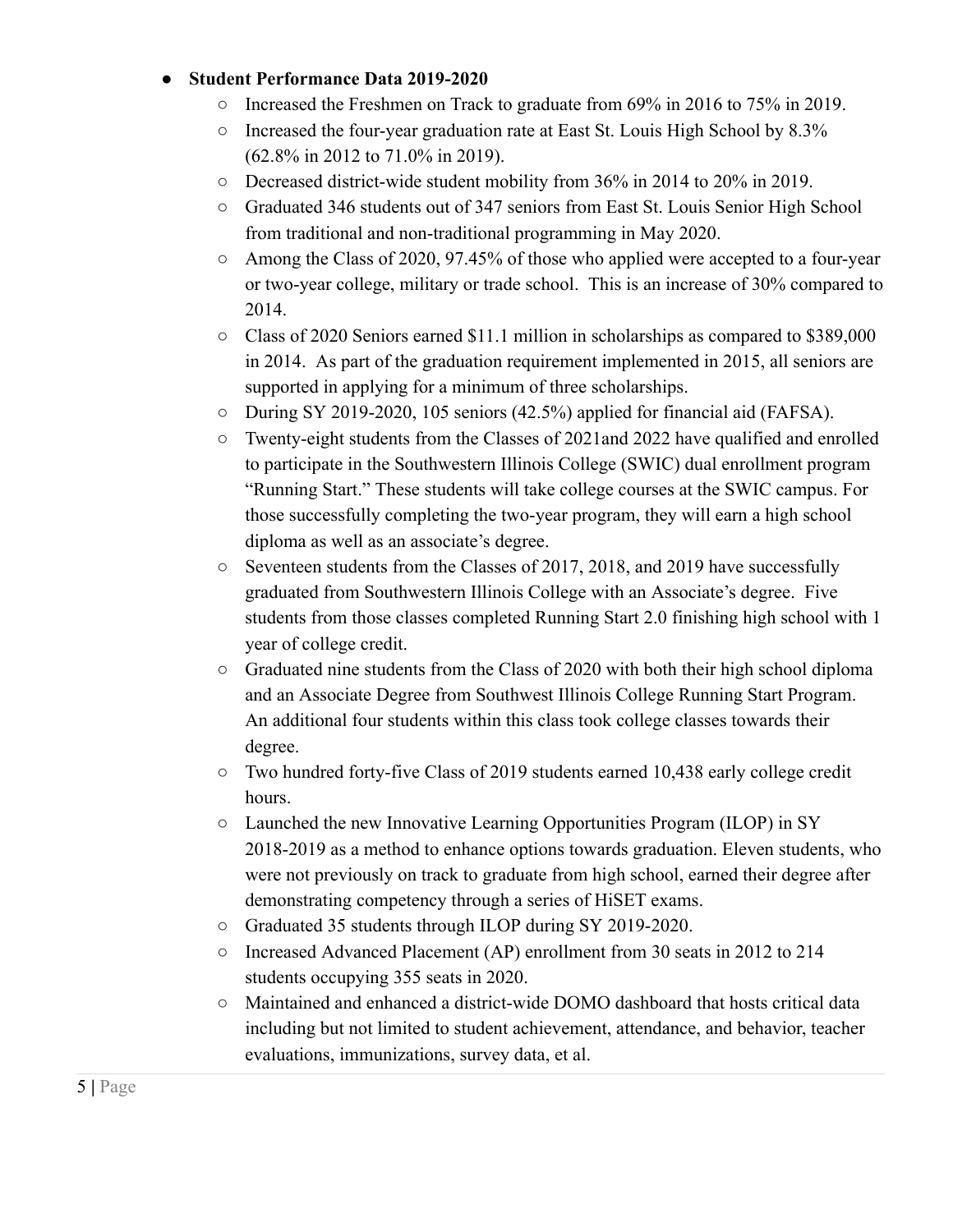- **Student Performance Data 2019-2020**
    - Increased the Freshmen on Track to graduate from 69% in 2016 to 75% in 2019.
    - Increased the four-year graduation rate at East St. Louis High School by 8.3% (62.8% in 2012 to 71.0% in 2019).
    - Decreased district-wide student mobility from 36% in 2014 to 20% in 2019.
    - Graduated 346 students out of 347 seniors from East St. Louis Senior High School from traditional and non-traditional programming in May 2020.
    - Among the Class of 2020, 97.45% of those who applied were accepted to a four-year or two-year college, military or trade school. This is an increase of 30% compared to 2014.
    - Class of 2020 Seniors earned $11.1 million in scholarships as compared to $389,000 in 2014. As part of the graduation requirement implemented in 2015, all seniors are supported in applying for a minimum of three scholarships.
    - During SY 2019-2020, 105 seniors (42.5%) applied for financial aid (FAFSA).
    - Twenty-eight students from the Classes of 2021and 2022 have qualified and enrolled to participate in the Southwestern Illinois College (SWIC) dual enrollment program "Running Start." These students will take college courses at the SWIC campus. For those successfully completing the two-year program, they will earn a high school diploma as well as an associate's degree.
    - Seventeen students from the Classes of 2017, 2018, and 2019 have successfully graduated from Southwestern Illinois College with an Associate's degree. Five students from those classes completed Running Start 2.0 finishing high school with 1 year of college credit.
    - Graduated nine students from the Class of 2020 with both their high school diploma and an Associate Degree from Southwest Illinois College Running Start Program. An additional four students within this class took college classes towards their degree.
    - Two hundred forty-five Class of 2019 students earned 10,438 early college credit hours.
    - Launched the new Innovative Learning Opportunities Program (ILOP) in SY 2018-2019 as a method to enhance options towards graduation. Eleven students, who were not previously on track to graduate from high school, earned their degree after demonstrating competency through a series of HiSET exams.
    - Graduated 35 students through ILOP during SY 2019-2020.
    - Increased Advanced Placement (AP) enrollment from 30 seats in 2012 to 214 students occupying 355 seats in 2020.
    - Maintained and enhanced a district-wide DOMO dashboard that hosts critical data including but not limited to student achievement, attendance, and behavior, teacher evaluations, immunizations, survey data, et al.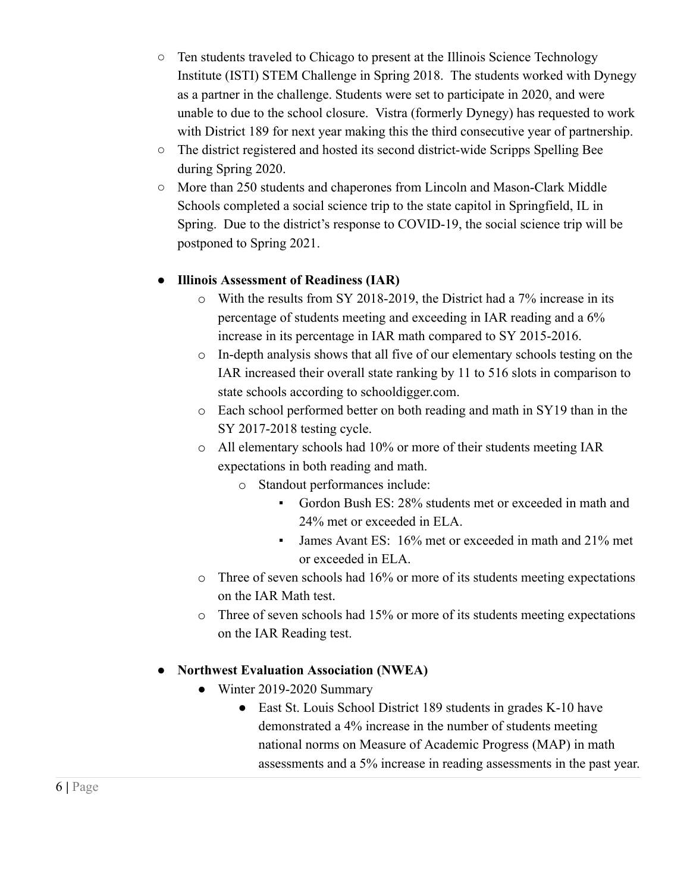- Ten students traveled to Chicago to present at the Illinois Science Technology Institute (ISTI) STEM Challenge in Spring 2018. The students worked with Dynegy as a partner in the challenge. Students were set to participate in 2020, and were unable to due to the school closure. Vistra (formerly Dynegy) has requested to work with District 189 for next year making this the third consecutive year of partnership.
- The district registered and hosted its second district-wide Scripps Spelling Bee during Spring 2020.
- More than 250 students and chaperones from Lincoln and Mason-Clark Middle Schools completed a social science trip to the state capitol in Springfield, IL in Spring. Due to the district's response to COVID-19, the social science trip will be postponed to Spring 2021.

- **Illinois Assessment of Readiness (IAR)**
  - With the results from SY 2018-2019, the District had a 7% increase in its percentage of students meeting and exceeding in IAR reading and a 6% increase in its percentage in IAR math compared to SY 2015-2016.
  - In-depth analysis shows that all five of our elementary schools testing on the IAR increased their overall state ranking by 11 to 516 slots in comparison to state schools according to schooldigger.com.
  - Each school performed better on both reading and math in SY19 than in the SY 2017-2018 testing cycle.
  - All elementary schools had 10% or more of their students meeting IAR expectations in both reading and math.
    - Standout performances include:
      - Gordon Bush ES: 28% students met or exceeded in math and 24% met or exceeded in ELA.
      - James Avant ES: 16% met or exceeded in math and 21% met or exceeded in ELA.
  - Three of seven schools had 16% or more of its students meeting expectations on the IAR Math test.
  - Three of seven schools had 15% or more of its students meeting expectations on the IAR Reading test.

- **Northwest Evaluation Association (NWEA)**
  - Winter 2019-2020 Summary
    - East St. Louis School District 189 students in grades K-10 have demonstrated a 4% increase in the number of students meeting national norms on Measure of Academic Progress (MAP) in math assessments and a 5% increase in reading assessments in the past year.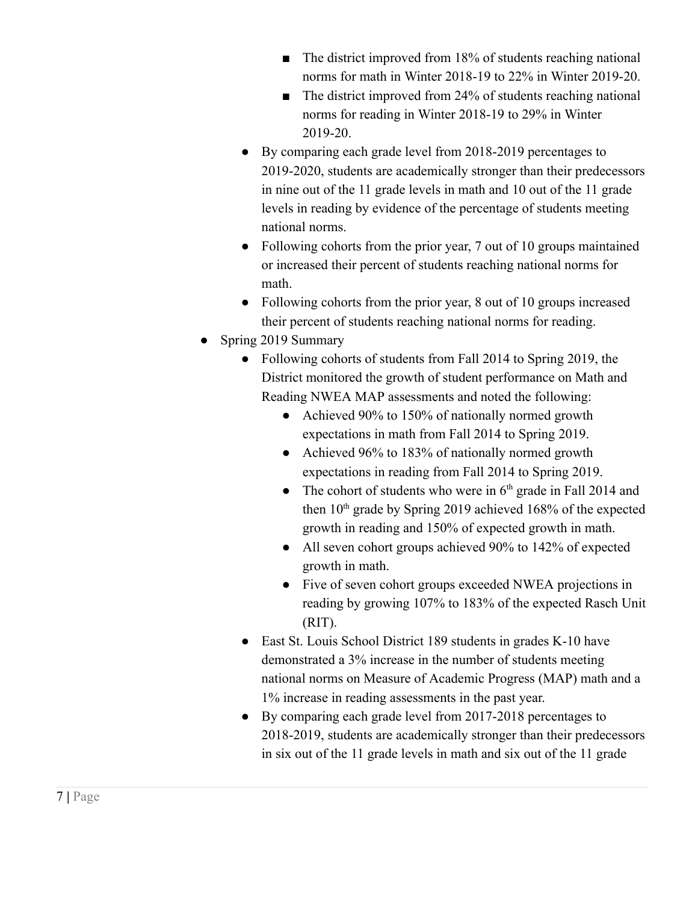- The district improved from 18% of students reaching national norms for math in Winter 2018-19 to 22% in Winter 2019-20.
        - The district improved from 24% of students reaching national norms for reading in Winter 2018-19 to 29% in Winter 2019-20.
    - By comparing each grade level from 2018-2019 percentages to 2019-2020, students are academically stronger than their predecessors in nine out of the 11 grade levels in math and 10 out of the 11 grade levels in reading by evidence of the percentage of students meeting national norms.
    - Following cohorts from the prior year, 7 out of 10 groups maintained or increased their percent of students reaching national norms for math.
    - Following cohorts from the prior year, 8 out of 10 groups increased their percent of students reaching national norms for reading.
- Spring 2019 Summary
    - Following cohorts of students from Fall 2014 to Spring 2019, the District monitored the growth of student performance on Math and Reading NWEA MAP assessments and noted the following:
        - Achieved 90% to 150% of nationally normed growth expectations in math from Fall 2014 to Spring 2019.
        - Achieved 96% to 183% of nationally normed growth expectations in reading from Fall 2014 to Spring 2019.
        - The cohort of students who were in 6th grade in Fall 2014 and then 10th grade by Spring 2019 achieved 168% of the expected growth in reading and 150% of expected growth in math.
        - All seven cohort groups achieved 90% to 142% of expected growth in math.
        - Five of seven cohort groups exceeded NWEA projections in reading by growing 107% to 183% of the expected Rasch Unit (RIT).
    - East St. Louis School District 189 students in grades K-10 have demonstrated a 3% increase in the number of students meeting national norms on Measure of Academic Progress (MAP) math and a 1% increase in reading assessments in the past year.
    - By comparing each grade level from 2017-2018 percentages to 2018-2019, students are academically stronger than their predecessors in six out of the 11 grade levels in math and six out of the 11 grade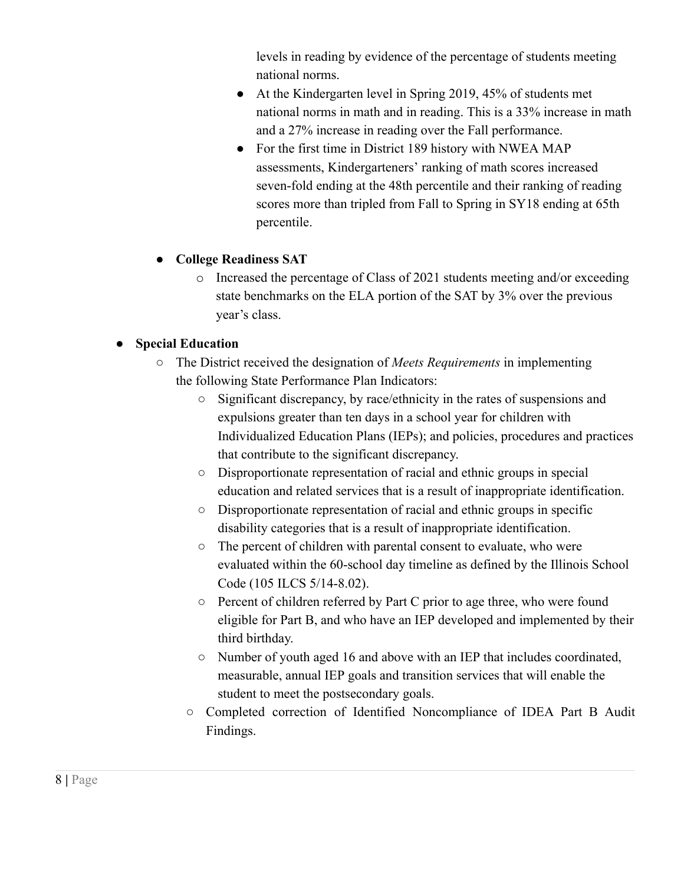levels in reading by evidence of the percentage of students meeting national norms.

        - At the Kindergarten level in Spring 2019, 45% of students met national norms in math and in reading. This is a 33% increase in math and a 27% increase in reading over the Fall performance.
        - For the first time in District 189 history with NWEA MAP assessments, Kindergarteners' ranking of math scores increased seven-fold ending at the 48th percentile and their ranking of reading scores more than tripled from Fall to Spring in SY18 ending at 65th percentile.

    - **College Readiness SAT**
        - Increased the percentage of Class of 2021 students meeting and/or exceeding state benchmarks on the ELA portion of the SAT by 3% over the previous year's class.

- **Special Education**
    - The District received the designation of *Meets Requirements* in implementing the following State Performance Plan Indicators:
        - Significant discrepancy, by race/ethnicity in the rates of suspensions and expulsions greater than ten days in a school year for children with Individualized Education Plans (IEPs); and policies, procedures and practices that contribute to the significant discrepancy.
        - Disproportionate representation of racial and ethnic groups in special education and related services that is a result of inappropriate identification.
        - Disproportionate representation of racial and ethnic groups in specific disability categories that is a result of inappropriate identification.
        - The percent of children with parental consent to evaluate, who were evaluated within the 60-school day timeline as defined by the Illinois School Code (105 ILCS 5/14-8.02).
        - Percent of children referred by Part C prior to age three, who were found eligible for Part B, and who have an IEP developed and implemented by their third birthday.
        - Number of youth aged 16 and above with an IEP that includes coordinated, measurable, annual IEP goals and transition services that will enable the student to meet the postsecondary goals.
    - Completed correction of Identified Noncompliance of IDEA Part B Audit Findings.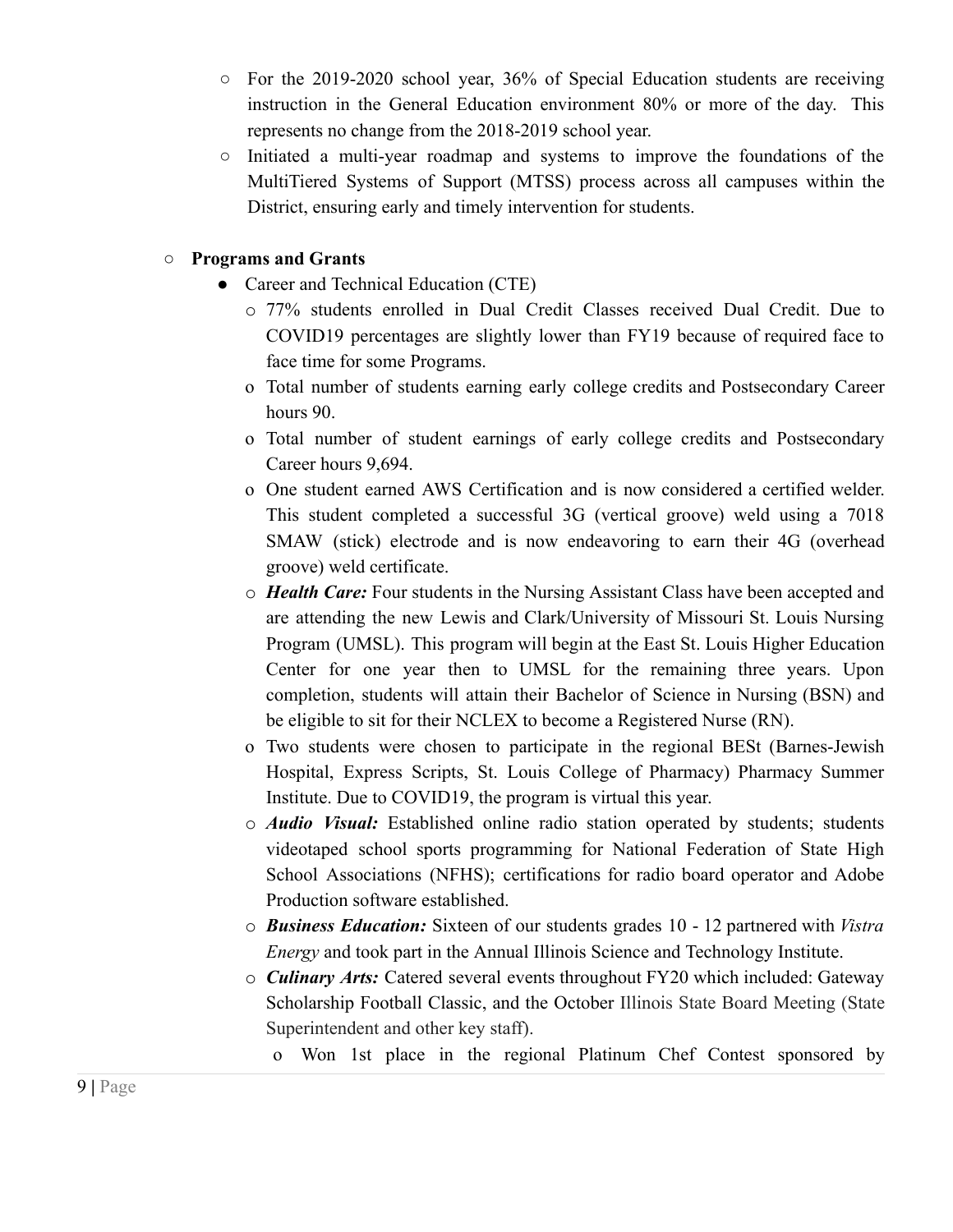- For the 2019-2020 school year, 36% of Special Education students are receiving instruction in the General Education environment 80% or more of the day. This represents no change from the 2018-2019 school year.
- Initiated a multi-year roadmap and systems to improve the foundations of the MultiTiered Systems of Support (MTSS) process across all campuses within the District, ensuring early and timely intervention for students.

- **Programs and Grants**
  - Career and Technical Education (CTE)
    - 77% students enrolled in Dual Credit Classes received Dual Credit. Due to COVID19 percentages are slightly lower than FY19 because of required face to face time for some Programs.
    - Total number of students earning early college credits and Postsecondary Career hours 90.
    - Total number of student earnings of early college credits and Postsecondary Career hours 9,694.
    - One student earned AWS Certification and is now considered a certified welder. This student completed a successful 3G (vertical groove) weld using a 7018 SMAW (stick) electrode and is now endeavoring to earn their 4G (overhead groove) weld certificate.
    - ***Health Care:*** Four students in the Nursing Assistant Class have been accepted and are attending the new Lewis and Clark/University of Missouri St. Louis Nursing Program (UMSL). This program will begin at the East St. Louis Higher Education Center for one year then to UMSL for the remaining three years. Upon completion, students will attain their Bachelor of Science in Nursing (BSN) and be eligible to sit for their NCLEX to become a Registered Nurse (RN).
    - Two students were chosen to participate in the regional BESt (Barnes-Jewish Hospital, Express Scripts, St. Louis College of Pharmacy) Pharmacy Summer Institute. Due to COVID19, the program is virtual this year.
    - ***Audio Visual:*** Established online radio station operated by students; students videotaped school sports programming for National Federation of State High School Associations (NFHS); certifications for radio board operator and Adobe Production software established.
    - ***Business Education:*** Sixteen of our students grades 10 - 12 partnered with *Vistra Energy* and took part in the Annual Illinois Science and Technology Institute.
    - ***Culinary Arts:*** Catered several events throughout FY20 which included: Gateway Scholarship Football Classic, and the October Illinois State Board Meeting (State Superintendent and other key staff).
      - Won 1st place in the regional Platinum Chef Contest sponsored by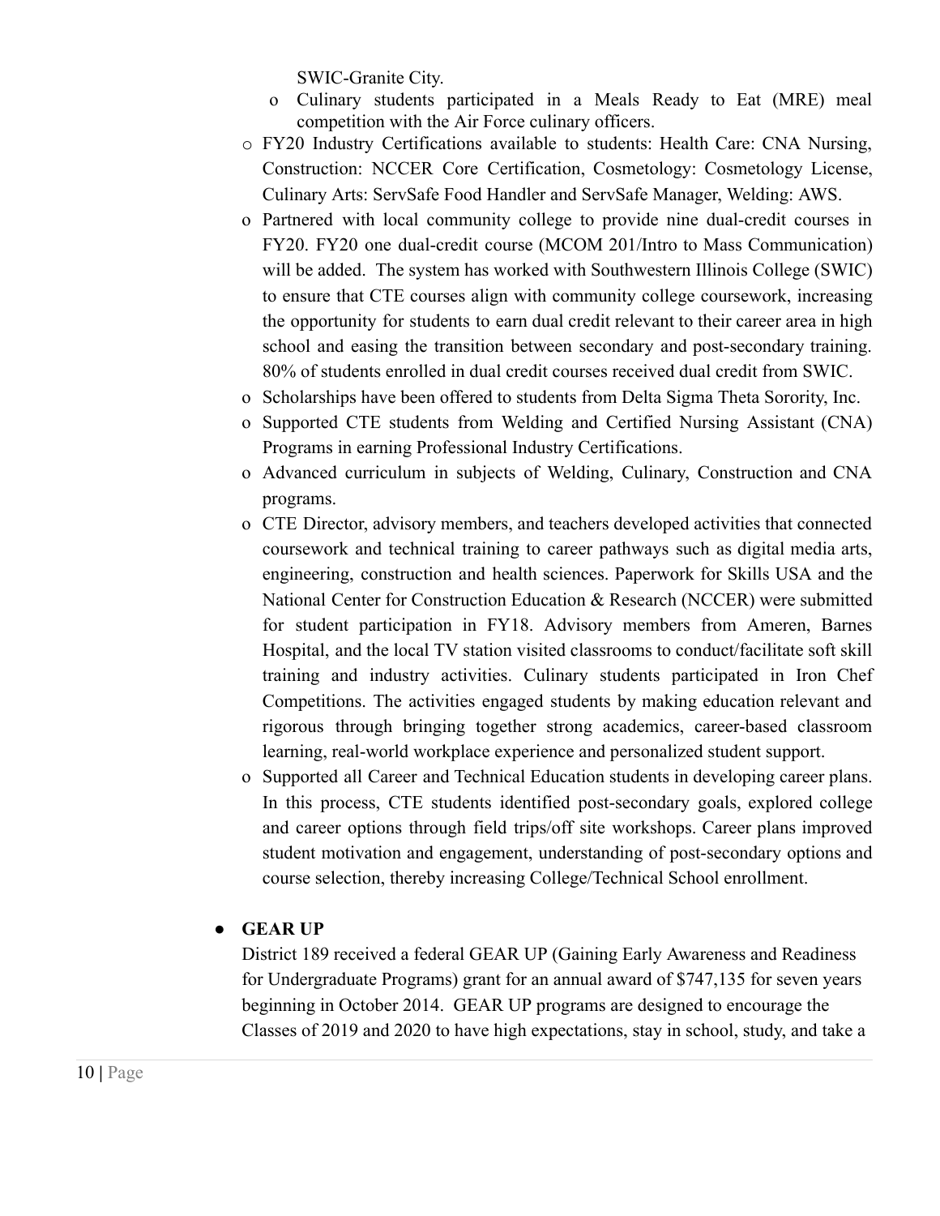SWIC-Granite City.

    - Culinary students participated in a Meals Ready to Eat (MRE) meal competition with the Air Force culinary officers.

  - FY20 Industry Certifications available to students: Health Care: CNA Nursing, Construction: NCCER Core Certification, Cosmetology: Cosmetology License, Culinary Arts: ServSafe Food Handler and ServSafe Manager, Welding: AWS.
  - Partnered with local community college to provide nine dual-credit courses in FY20. FY20 one dual-credit course (MCOM 201/Intro to Mass Communication) will be added. The system has worked with Southwestern Illinois College (SWIC) to ensure that CTE courses align with community college coursework, increasing the opportunity for students to earn dual credit relevant to their career area in high school and easing the transition between secondary and post-secondary training. 80% of students enrolled in dual credit courses received dual credit from SWIC.
  - Scholarships have been offered to students from Delta Sigma Theta Sorority, Inc.
  - Supported CTE students from Welding and Certified Nursing Assistant (CNA) Programs in earning Professional Industry Certifications.
  - Advanced curriculum in subjects of Welding, Culinary, Construction and CNA programs.
  - CTE Director, advisory members, and teachers developed activities that connected coursework and technical training to career pathways such as digital media arts, engineering, construction and health sciences. Paperwork for Skills USA and the National Center for Construction Education & Research (NCCER) were submitted for student participation in FY18. Advisory members from Ameren, Barnes Hospital, and the local TV station visited classrooms to conduct/facilitate soft skill training and industry activities. Culinary students participated in Iron Chef Competitions. The activities engaged students by making education relevant and rigorous through bringing together strong academics, career-based classroom learning, real-world workplace experience and personalized student support.
  - Supported all Career and Technical Education students in developing career plans. In this process, CTE students identified post-secondary goals, explored college and career options through field trips/off site workshops. Career plans improved student motivation and engagement, understanding of post-secondary options and course selection, thereby increasing College/Technical School enrollment.

- **GEAR UP**

  District 189 received a federal GEAR UP (Gaining Early Awareness and Readiness for Undergraduate Programs) grant for an annual award of $747,135 for seven years beginning in October 2014. GEAR UP programs are designed to encourage the Classes of 2019 and 2020 to have high expectations, stay in school, study, and take a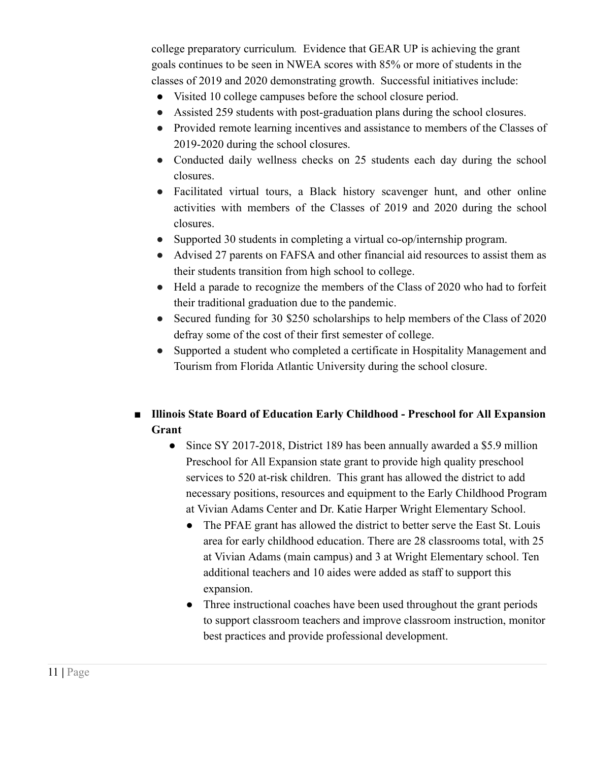college preparatory curriculum. Evidence that GEAR UP is achieving the grant goals continues to be seen in NWEA scores with 85% or more of students in the classes of 2019 and 2020 demonstrating growth. Successful initiatives include:

- Visited 10 college campuses before the school closure period.
- Assisted 259 students with post-graduation plans during the school closures.
- Provided remote learning incentives and assistance to members of the Classes of 2019-2020 during the school closures.
- Conducted daily wellness checks on 25 students each day during the school closures.
- Facilitated virtual tours, a Black history scavenger hunt, and other online activities with members of the Classes of 2019 and 2020 during the school closures.
- Supported 30 students in completing a virtual co-op/internship program.
- Advised 27 parents on FAFSA and other financial aid resources to assist them as their students transition from high school to college.
- Held a parade to recognize the members of the Class of 2020 who had to forfeit their traditional graduation due to the pandemic.
- Secured funding for 30 $250 scholarships to help members of the Class of 2020 defray some of the cost of their first semester of college.
- Supported a student who completed a certificate in Hospitality Management and Tourism from Florida Atlantic University during the school closure.

- **Illinois State Board of Education Early Childhood - Preschool for All Expansion Grant**
  - Since SY 2017-2018, District 189 has been annually awarded a $5.9 million Preschool for All Expansion state grant to provide high quality preschool services to 520 at-risk children. This grant has allowed the district to add necessary positions, resources and equipment to the Early Childhood Program at Vivian Adams Center and Dr. Katie Harper Wright Elementary School.
    - The PFAE grant has allowed the district to better serve the East St. Louis area for early childhood education. There are 28 classrooms total, with 25 at Vivian Adams (main campus) and 3 at Wright Elementary school. Ten additional teachers and 10 aides were added as staff to support this expansion.
    - Three instructional coaches have been used throughout the grant periods to support classroom teachers and improve classroom instruction, monitor best practices and provide professional development.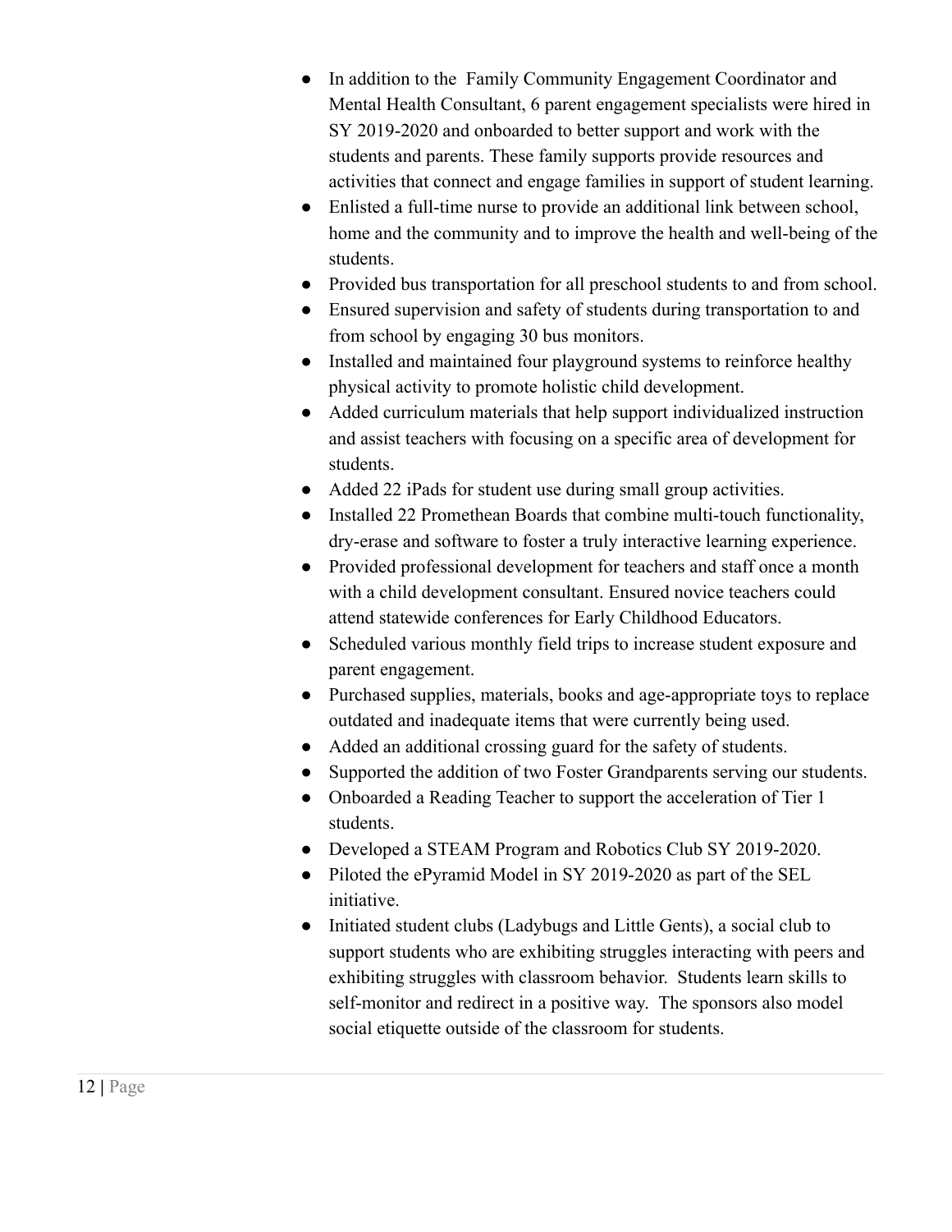- In addition to the  Family Community Engagement Coordinator and Mental Health Consultant, 6 parent engagement specialists were hired in SY 2019-2020 and onboarded to better support and work with the students and parents. These family supports provide resources and activities that connect and engage families in support of student learning.
- Enlisted a full-time nurse to provide an additional link between school, home and the community and to improve the health and well-being of the students.
- Provided bus transportation for all preschool students to and from school.
- Ensured supervision and safety of students during transportation to and from school by engaging 30 bus monitors.
- Installed and maintained four playground systems to reinforce healthy physical activity to promote holistic child development.
- Added curriculum materials that help support individualized instruction and assist teachers with focusing on a specific area of development for students.
- Added 22 iPads for student use during small group activities.
- Installed 22 Promethean Boards that combine multi-touch functionality, dry-erase and software to foster a truly interactive learning experience.
- Provided professional development for teachers and staff once a month with a child development consultant. Ensured novice teachers could attend statewide conferences for Early Childhood Educators.
- Scheduled various monthly field trips to increase student exposure and parent engagement.
- Purchased supplies, materials, books and age-appropriate toys to replace outdated and inadequate items that were currently being used.
- Added an additional crossing guard for the safety of students.
- Supported the addition of two Foster Grandparents serving our students.
- Onboarded a Reading Teacher to support the acceleration of Tier 1 students.
- Developed a STEAM Program and Robotics Club SY 2019-2020.
- Piloted the ePyramid Model in SY 2019-2020 as part of the SEL initiative.
- Initiated student clubs (Ladybugs and Little Gents), a social club to support students who are exhibiting struggles interacting with peers and exhibiting struggles with classroom behavior.  Students learn skills to self-monitor and redirect in a positive way.  The sponsors also model social etiquette outside of the classroom for students.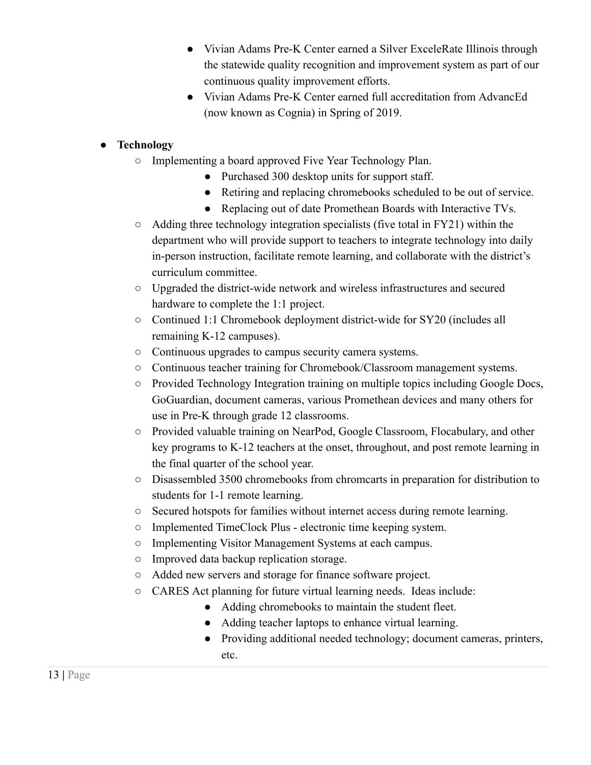- Vivian Adams Pre-K Center earned a Silver ExceleRate Illinois through the statewide quality recognition and improvement system as part of our continuous quality improvement efforts.
- Vivian Adams Pre-K Center earned full accreditation from AdvancEd (now known as Cognia) in Spring of 2019.

- **Technology**
  - Implementing a board approved Five Year Technology Plan.
    - Purchased 300 desktop units for support staff.
    - Retiring and replacing chromebooks scheduled to be out of service.
    - Replacing out of date Promethean Boards with Interactive TVs.
  - Adding three technology integration specialists (five total in FY21) within the department who will provide support to teachers to integrate technology into daily in-person instruction, facilitate remote learning, and collaborate with the district's curriculum committee.
  - Upgraded the district-wide network and wireless infrastructures and secured hardware to complete the 1:1 project.
  - Continued 1:1 Chromebook deployment district-wide for SY20 (includes all remaining K-12 campuses).
  - Continuous upgrades to campus security camera systems.
  - Continuous teacher training for Chromebook/Classroom management systems.
  - Provided Technology Integration training on multiple topics including Google Docs, GoGuardian, document cameras, various Promethean devices and many others for use in Pre-K through grade 12 classrooms.
  - Provided valuable training on NearPod, Google Classroom, Flocabulary, and other key programs to K-12 teachers at the onset, throughout, and post remote learning in the final quarter of the school year.
  - Disassembled 3500 chromebooks from chromcarts in preparation for distribution to students for 1-1 remote learning.
  - Secured hotspots for families without internet access during remote learning.
  - Implemented TimeClock Plus - electronic time keeping system.
  - Implementing Visitor Management Systems at each campus.
  - Improved data backup replication storage.
  - Added new servers and storage for finance software project.
  - CARES Act planning for future virtual learning needs. Ideas include:
    - Adding chromebooks to maintain the student fleet.
    - Adding teacher laptops to enhance virtual learning.
    - Providing additional needed technology; document cameras, printers, etc.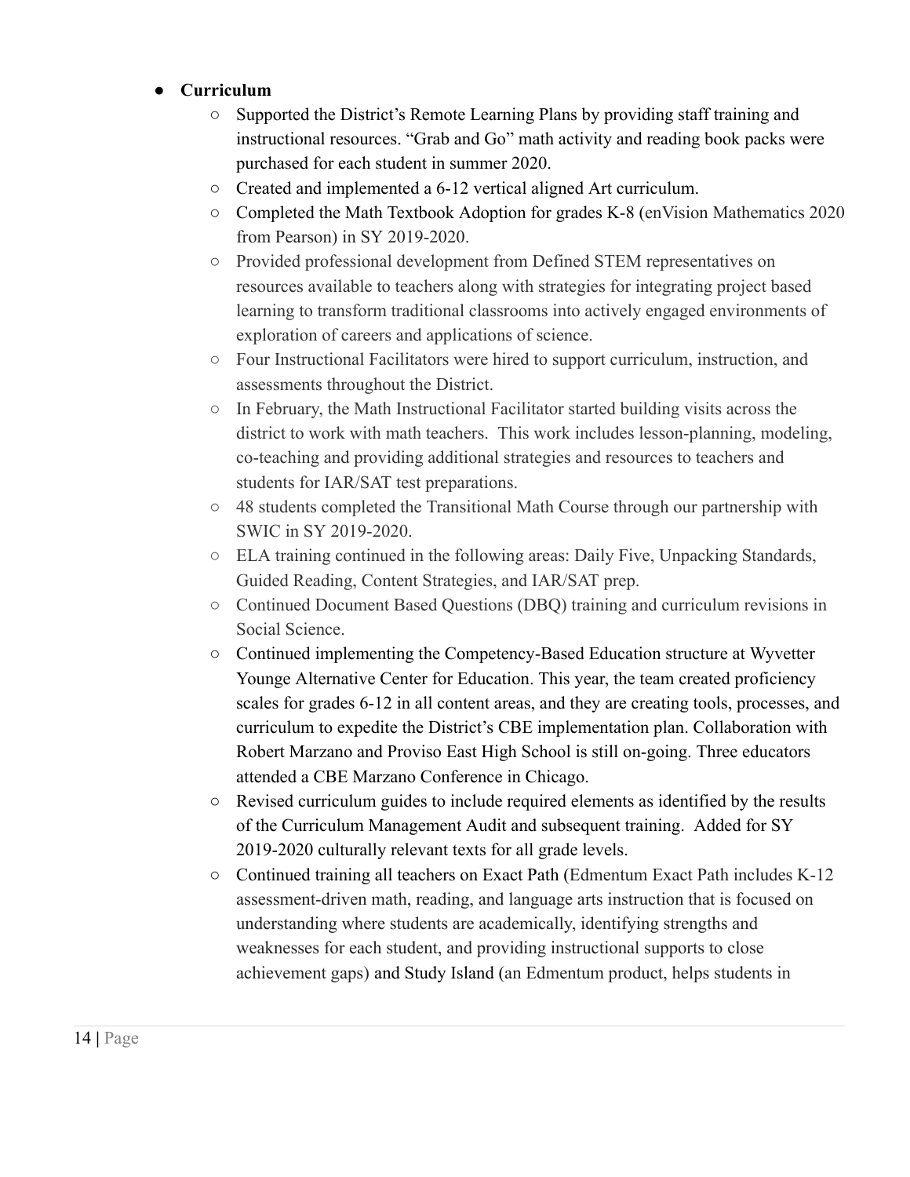- **Curriculum**
  - Supported the District's Remote Learning Plans by providing staff training and instructional resources. "Grab and Go" math activity and reading book packs were purchased for each student in summer 2020.
  - Created and implemented a 6-12 vertical aligned Art curriculum.
  - Completed the Math Textbook Adoption for grades K-8 (enVision Mathematics 2020 from Pearson) in SY 2019-2020.
  - Provided professional development from Defined STEM representatives on resources available to teachers along with strategies for integrating project based learning to transform traditional classrooms into actively engaged environments of exploration of careers and applications of science.
  - Four Instructional Facilitators were hired to support curriculum, instruction, and assessments throughout the District.
  - In February, the Math Instructional Facilitator started building visits across the district to work with math teachers. This work includes lesson-planning, modeling, co-teaching and providing additional strategies and resources to teachers and students for IAR/SAT test preparations.
  - 48 students completed the Transitional Math Course through our partnership with SWIC in SY 2019-2020.
  - ELA training continued in the following areas: Daily Five, Unpacking Standards, Guided Reading, Content Strategies, and IAR/SAT prep.
  - Continued Document Based Questions (DBQ) training and curriculum revisions in Social Science.
  - Continued implementing the Competency-Based Education structure at Wyvetter Younge Alternative Center for Education. This year, the team created proficiency scales for grades 6-12 in all content areas, and they are creating tools, processes, and curriculum to expedite the District's CBE implementation plan. Collaboration with Robert Marzano and Proviso East High School is still on-going. Three educators attended a CBE Marzano Conference in Chicago.
  - Revised curriculum guides to include required elements as identified by the results of the Curriculum Management Audit and subsequent training. Added for SY 2019-2020 culturally relevant texts for all grade levels.
  - Continued training all teachers on Exact Path (Edmentum Exact Path includes K-12 assessment-driven math, reading, and language arts instruction that is focused on understanding where students are academically, identifying strengths and weaknesses for each student, and providing instructional supports to close achievement gaps) and Study Island (an Edmentum product, helps students in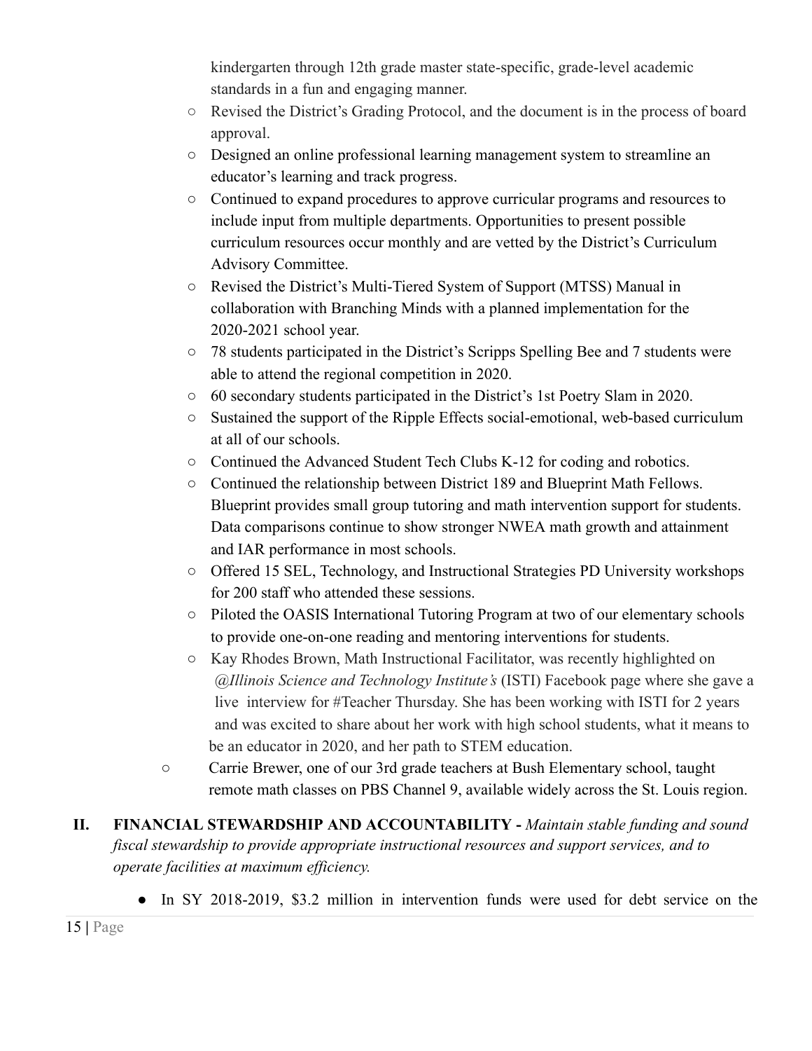kindergarten through 12th grade master state-specific, grade-level academic standards in a fun and engaging manner.

- Revised the District's Grading Protocol, and the document is in the process of board approval.
- Designed an online professional learning management system to streamline an educator's learning and track progress.
- Continued to expand procedures to approve curricular programs and resources to include input from multiple departments. Opportunities to present possible curriculum resources occur monthly and are vetted by the District's Curriculum Advisory Committee.
- Revised the District's Multi-Tiered System of Support (MTSS) Manual in collaboration with Branching Minds with a planned implementation for the 2020-2021 school year.
- 78 students participated in the District's Scripps Spelling Bee and 7 students were able to attend the regional competition in 2020.
- 60 secondary students participated in the District's 1st Poetry Slam in 2020.
- Sustained the support of the Ripple Effects social-emotional, web-based curriculum at all of our schools.
- Continued the Advanced Student Tech Clubs K-12 for coding and robotics.
- Continued the relationship between District 189 and Blueprint Math Fellows. Blueprint provides small group tutoring and math intervention support for students. Data comparisons continue to show stronger NWEA math growth and attainment and IAR performance in most schools.
- Offered 15 SEL, Technology, and Instructional Strategies PD University workshops for 200 staff who attended these sessions.
- Piloted the OASIS International Tutoring Program at two of our elementary schools to provide one-on-one reading and mentoring interventions for students.
- Kay Rhodes Brown, Math Instructional Facilitator, was recently highlighted on *@Illinois Science and Technology Institute's* (ISTI) Facebook page where she gave a live interview for #Teacher Thursday. She has been working with ISTI for 2 years and was excited to share about her work with high school students, what it means to be an educator in 2020, and her path to STEM education.
- Carrie Brewer, one of our 3rd grade teachers at Bush Elementary school, taught remote math classes on PBS Channel 9, available widely across the St. Louis region.

## II. FINANCIAL STEWARDSHIP AND ACCOUNTABILITY - *Maintain stable funding and sound fiscal stewardship to provide appropriate instructional resources and support services, and to operate facilities at maximum efficiency.*

- In SY 2018-2019, $3.2 million in intervention funds were used for debt service on the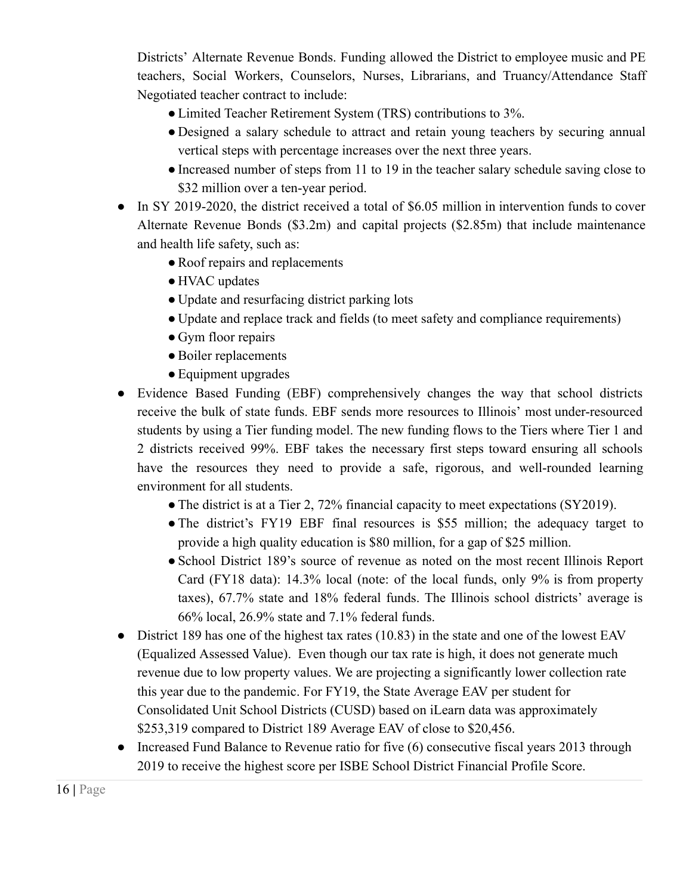Districts' Alternate Revenue Bonds. Funding allowed the District to employee music and PE teachers, Social Workers, Counselors, Nurses, Librarians, and Truancy/Attendance Staff Negotiated teacher contract to include:

- Limited Teacher Retirement System (TRS) contributions to 3%.
- Designed a salary schedule to attract and retain young teachers by securing annual vertical steps with percentage increases over the next three years.
- Increased number of steps from 11 to 19 in the teacher salary schedule saving close to $32 million over a ten-year period.

- In SY 2019-2020, the district received a total of $6.05 million in intervention funds to cover Alternate Revenue Bonds ($3.2m) and capital projects ($2.85m) that include maintenance and health life safety, such as:
  - Roof repairs and replacements
  - HVAC updates
  - Update and resurfacing district parking lots
  - Update and replace track and fields (to meet safety and compliance requirements)
  - Gym floor repairs
  - Boiler replacements
  - Equipment upgrades
- Evidence Based Funding (EBF) comprehensively changes the way that school districts receive the bulk of state funds. EBF sends more resources to Illinois' most under-resourced students by using a Tier funding model. The new funding flows to the Tiers where Tier 1 and 2 districts received 99%. EBF takes the necessary first steps toward ensuring all schools have the resources they need to provide a safe, rigorous, and well-rounded learning environment for all students.
  - The district is at a Tier 2, 72% financial capacity to meet expectations (SY2019).
  - The district's FY19 EBF final resources is $55 million; the adequacy target to provide a high quality education is $80 million, for a gap of $25 million.
  - School District 189's source of revenue as noted on the most recent Illinois Report Card (FY18 data): 14.3% local (note: of the local funds, only 9% is from property taxes), 67.7% state and 18% federal funds. The Illinois school districts' average is 66% local, 26.9% state and 7.1% federal funds.
- District 189 has one of the highest tax rates (10.83) in the state and one of the lowest EAV (Equalized Assessed Value). Even though our tax rate is high, it does not generate much revenue due to low property values. We are projecting a significantly lower collection rate this year due to the pandemic. For FY19, the State Average EAV per student for Consolidated Unit School Districts (CUSD) based on iLearn data was approximately $253,319 compared to District 189 Average EAV of close to $20,456.
- Increased Fund Balance to Revenue ratio for five (6) consecutive fiscal years 2013 through 2019 to receive the highest score per ISBE School District Financial Profile Score.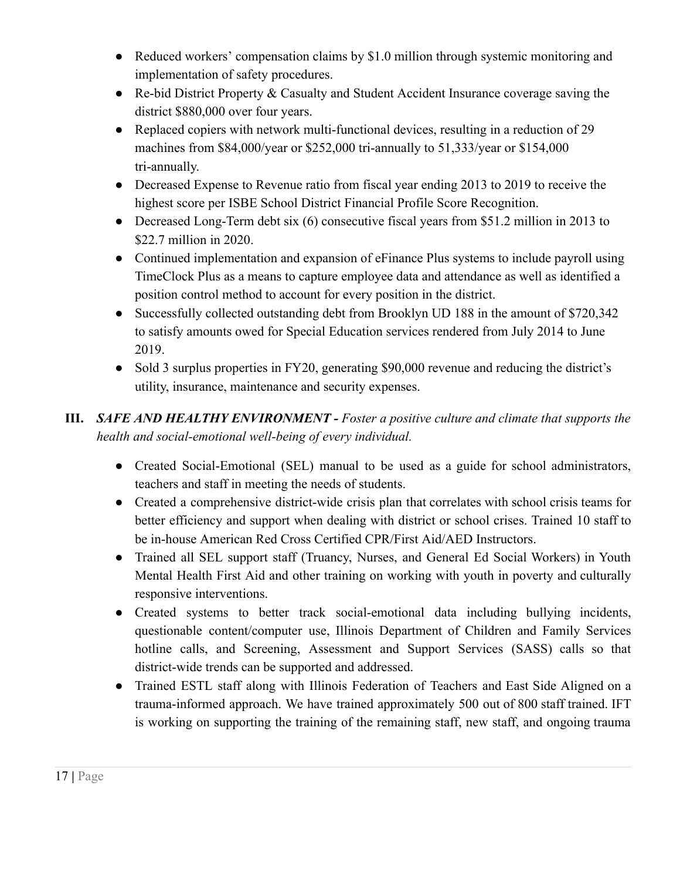- Reduced workers' compensation claims by $1.0 million through systemic monitoring and implementation of safety procedures.
- Re-bid District Property & Casualty and Student Accident Insurance coverage saving the district $880,000 over four years.
- Replaced copiers with network multi-functional devices, resulting in a reduction of 29 machines from $84,000/year or $252,000 tri-annually to 51,333/year or $154,000 tri-annually.
- Decreased Expense to Revenue ratio from fiscal year ending 2013 to 2019 to receive the highest score per ISBE School District Financial Profile Score Recognition.
- Decreased Long-Term debt six (6) consecutive fiscal years from $51.2 million in 2013 to $22.7 million in 2020.
- Continued implementation and expansion of eFinance Plus systems to include payroll using TimeClock Plus as a means to capture employee data and attendance as well as identified a position control method to account for every position in the district.
- Successfully collected outstanding debt from Brooklyn UD 188 in the amount of $720,342 to satisfy amounts owed for Special Education services rendered from July 2014 to June 2019.
- Sold 3 surplus properties in FY20, generating $90,000 revenue and reducing the district's utility, insurance, maintenance and security expenses.

## III. ***SAFE AND HEALTHY ENVIRONMENT** - Foster a positive culture and climate that supports the health and social-emotional well-being of every individual.*

- Created Social-Emotional (SEL) manual to be used as a guide for school administrators, teachers and staff in meeting the needs of students.
- Created a comprehensive district-wide crisis plan that correlates with school crisis teams for better efficiency and support when dealing with district or school crises. Trained 10 staff to be in-house American Red Cross Certified CPR/First Aid/AED Instructors.
- Trained all SEL support staff (Truancy, Nurses, and General Ed Social Workers) in Youth Mental Health First Aid and other training on working with youth in poverty and culturally responsive interventions.
- Created systems to better track social-emotional data including bullying incidents, questionable content/computer use, Illinois Department of Children and Family Services hotline calls, and Screening, Assessment and Support Services (SASS) calls so that district-wide trends can be supported and addressed.
- Trained ESTL staff along with Illinois Federation of Teachers and East Side Aligned on a trauma-informed approach. We have trained approximately 500 out of 800 staff trained. IFT is working on supporting the training of the remaining staff, new staff, and ongoing trauma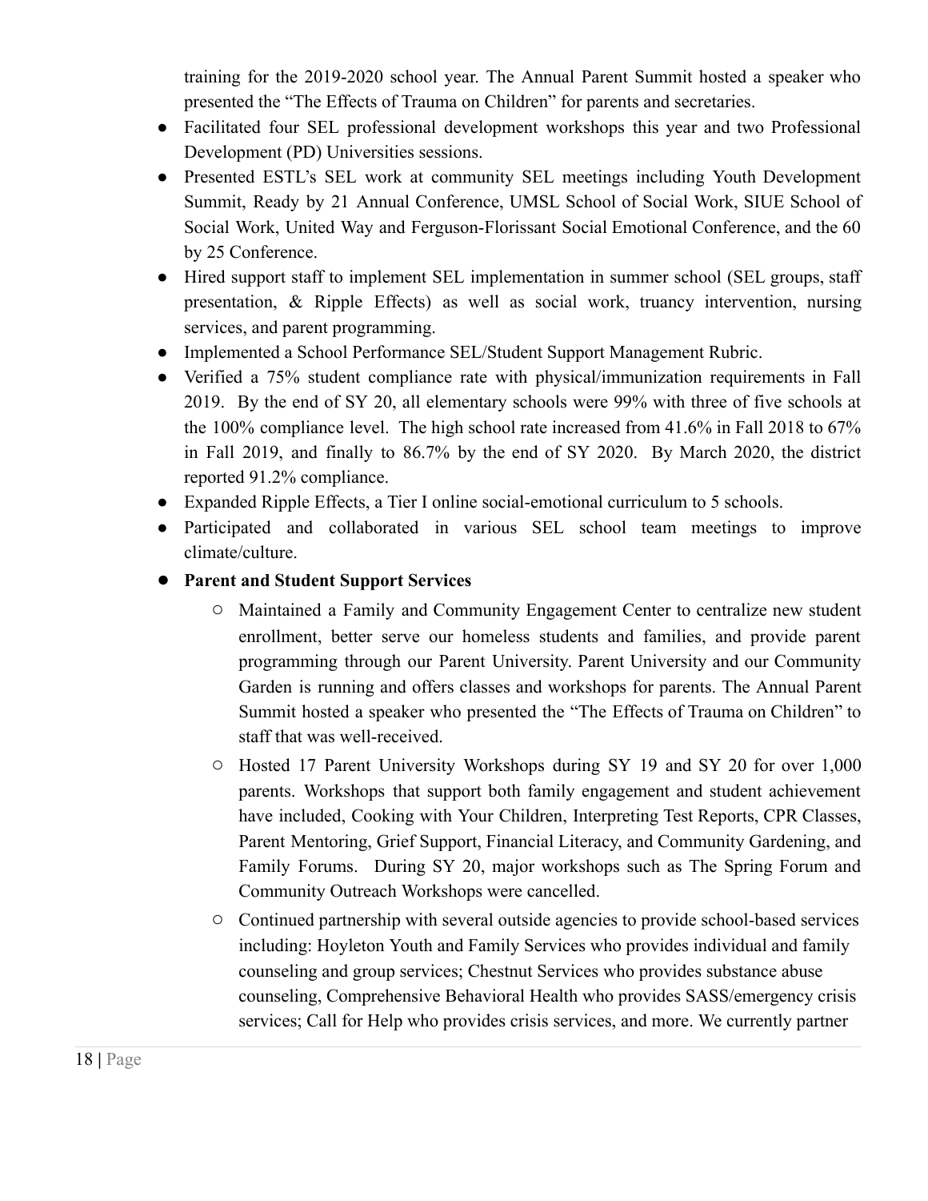training for the 2019-2020 school year. The Annual Parent Summit hosted a speaker who presented the "The Effects of Trauma on Children" for parents and secretaries.

- Facilitated four SEL professional development workshops this year and two Professional Development (PD) Universities sessions.
- Presented ESTL's SEL work at community SEL meetings including Youth Development Summit, Ready by 21 Annual Conference, UMSL School of Social Work, SIUE School of Social Work, United Way and Ferguson-Florissant Social Emotional Conference, and the 60 by 25 Conference.
- Hired support staff to implement SEL implementation in summer school (SEL groups, staff presentation, & Ripple Effects) as well as social work, truancy intervention, nursing services, and parent programming.
- Implemented a School Performance SEL/Student Support Management Rubric.
- Verified a 75% student compliance rate with physical/immunization requirements in Fall 2019. By the end of SY 20, all elementary schools were 99% with three of five schools at the 100% compliance level. The high school rate increased from 41.6% in Fall 2018 to 67% in Fall 2019, and finally to 86.7% by the end of SY 2020. By March 2020, the district reported 91.2% compliance.
- Expanded Ripple Effects, a Tier I online social-emotional curriculum to 5 schools.
- Participated and collaborated in various SEL school team meetings to improve climate/culture.
- **Parent and Student Support Services**
    - Maintained a Family and Community Engagement Center to centralize new student enrollment, better serve our homeless students and families, and provide parent programming through our Parent University. Parent University and our Community Garden is running and offers classes and workshops for parents. The Annual Parent Summit hosted a speaker who presented the "The Effects of Trauma on Children" to staff that was well-received.
    - Hosted 17 Parent University Workshops during SY 19 and SY 20 for over 1,000 parents. Workshops that support both family engagement and student achievement have included, Cooking with Your Children, Interpreting Test Reports, CPR Classes, Parent Mentoring, Grief Support, Financial Literacy, and Community Gardening, and Family Forums. During SY 20, major workshops such as The Spring Forum and Community Outreach Workshops were cancelled.
    - Continued partnership with several outside agencies to provide school-based services including: Hoyleton Youth and Family Services who provides individual and family counseling and group services; Chestnut Services who provides substance abuse counseling, Comprehensive Behavioral Health who provides SASS/emergency crisis services; Call for Help who provides crisis services, and more. We currently partner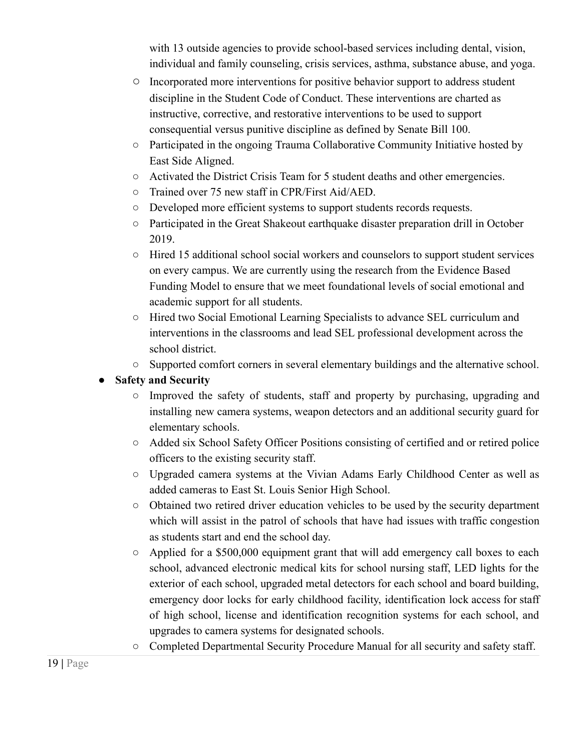with 13 outside agencies to provide school-based services including dental, vision, individual and family counseling, crisis services, asthma, substance abuse, and yoga.

  - Incorporated more interventions for positive behavior support to address student discipline in the Student Code of Conduct. These interventions are charted as instructive, corrective, and restorative interventions to be used to support consequential versus punitive discipline as defined by Senate Bill 100.
  - Participated in the ongoing Trauma Collaborative Community Initiative hosted by East Side Aligned.
  - Activated the District Crisis Team for 5 student deaths and other emergencies.
  - Trained over 75 new staff in CPR/First Aid/AED.
  - Developed more efficient systems to support students records requests.
  - Participated in the Great Shakeout earthquake disaster preparation drill in October 2019.
  - Hired 15 additional school social workers and counselors to support student services on every campus. We are currently using the research from the Evidence Based Funding Model to ensure that we meet foundational levels of social emotional and academic support for all students.
  - Hired two Social Emotional Learning Specialists to advance SEL curriculum and interventions in the classrooms and lead SEL professional development across the school district.
  - Supported comfort corners in several elementary buildings and the alternative school.

- **Safety and Security**
  - Improved the safety of students, staff and property by purchasing, upgrading and installing new camera systems, weapon detectors and an additional security guard for elementary schools.
  - Added six School Safety Officer Positions consisting of certified and or retired police officers to the existing security staff.
  - Upgraded camera systems at the Vivian Adams Early Childhood Center as well as added cameras to East St. Louis Senior High School.
  - Obtained two retired driver education vehicles to be used by the security department which will assist in the patrol of schools that have had issues with traffic congestion as students start and end the school day.
  - Applied for a $500,000 equipment grant that will add emergency call boxes to each school, advanced electronic medical kits for school nursing staff, LED lights for the exterior of each school, upgraded metal detectors for each school and board building, emergency door locks for early childhood facility, identification lock access for staff of high school, license and identification recognition systems for each school, and upgrades to camera systems for designated schools.
  - Completed Departmental Security Procedure Manual for all security and safety staff.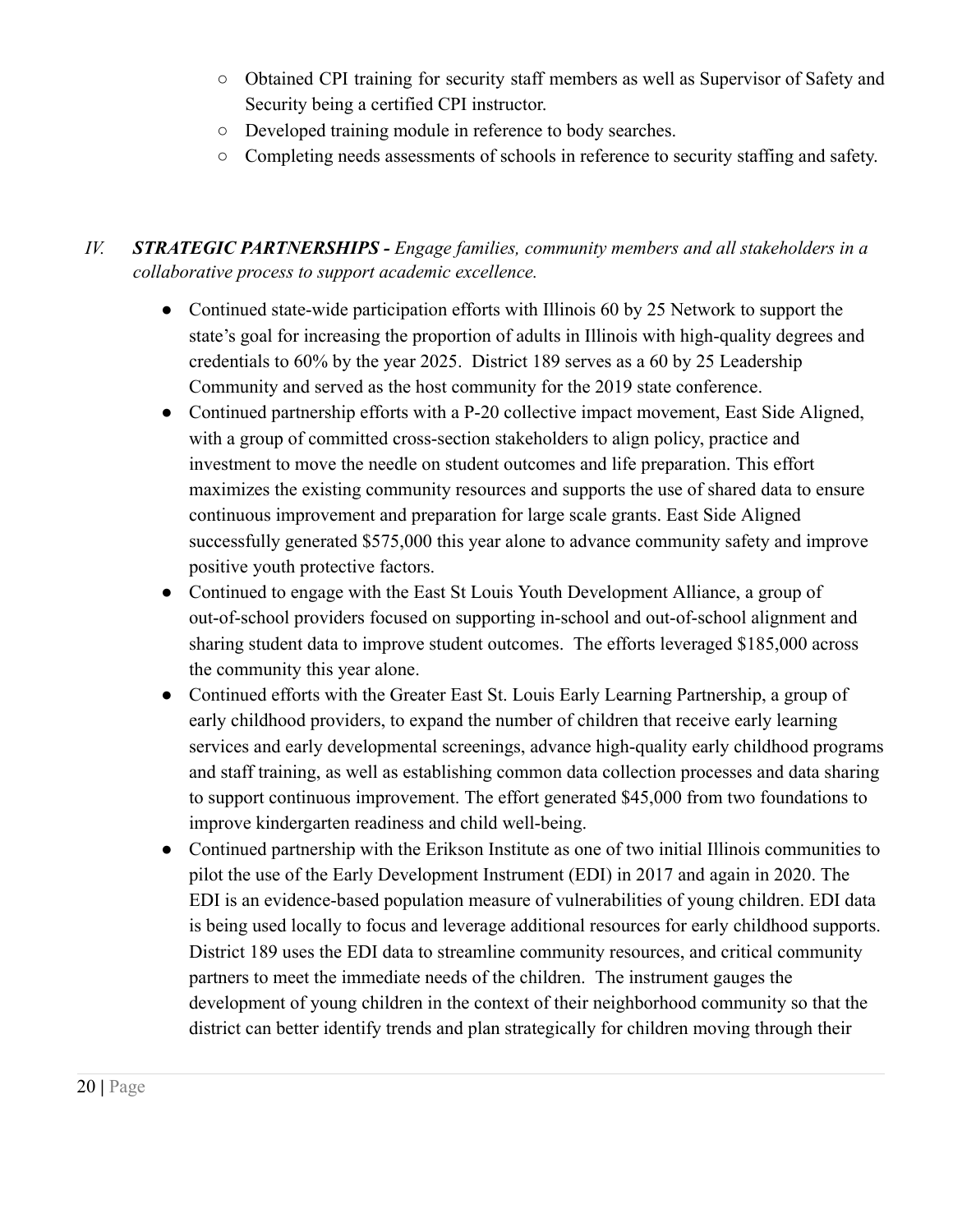- Obtained CPI training for security staff members as well as Supervisor of Safety and Security being a certified CPI instructor.
  - Developed training module in reference to body searches.
  - Completing needs assessments of schools in reference to security staffing and safety.

IV. ***STRATEGIC PARTNERSHIPS -*** *Engage families, community members and all stakeholders in a collaborative process to support academic excellence.*

- Continued state-wide participation efforts with Illinois 60 by 25 Network to support the state's goal for increasing the proportion of adults in Illinois with high-quality degrees and credentials to 60% by the year 2025. District 189 serves as a 60 by 25 Leadership Community and served as the host community for the 2019 state conference.
- Continued partnership efforts with a P-20 collective impact movement, East Side Aligned, with a group of committed cross-section stakeholders to align policy, practice and investment to move the needle on student outcomes and life preparation. This effort maximizes the existing community resources and supports the use of shared data to ensure continuous improvement and preparation for large scale grants. East Side Aligned successfully generated $575,000 this year alone to advance community safety and improve positive youth protective factors.
- Continued to engage with the East St Louis Youth Development Alliance, a group of out-of-school providers focused on supporting in-school and out-of-school alignment and sharing student data to improve student outcomes. The efforts leveraged $185,000 across the community this year alone.
- Continued efforts with the Greater East St. Louis Early Learning Partnership, a group of early childhood providers, to expand the number of children that receive early learning services and early developmental screenings, advance high-quality early childhood programs and staff training, as well as establishing common data collection processes and data sharing to support continuous improvement. The effort generated $45,000 from two foundations to improve kindergarten readiness and child well-being.
- Continued partnership with the Erikson Institute as one of two initial Illinois communities to pilot the use of the Early Development Instrument (EDI) in 2017 and again in 2020. The EDI is an evidence-based population measure of vulnerabilities of young children. EDI data is being used locally to focus and leverage additional resources for early childhood supports. District 189 uses the EDI data to streamline community resources, and critical community partners to meet the immediate needs of the children. The instrument gauges the development of young children in the context of their neighborhood community so that the district can better identify trends and plan strategically for children moving through their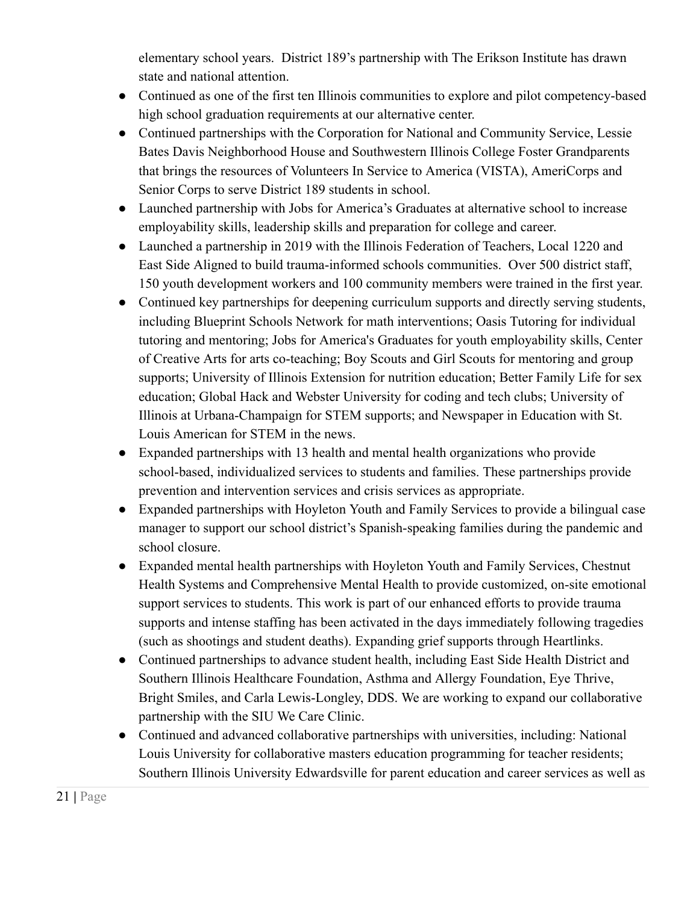elementary school years. District 189's partnership with The Erikson Institute has drawn state and national attention.

- Continued as one of the first ten Illinois communities to explore and pilot competency-based high school graduation requirements at our alternative center.
- Continued partnerships with the Corporation for National and Community Service, Lessie Bates Davis Neighborhood House and Southwestern Illinois College Foster Grandparents that brings the resources of Volunteers In Service to America (VISTA), AmeriCorps and Senior Corps to serve District 189 students in school.
- Launched partnership with Jobs for America's Graduates at alternative school to increase employability skills, leadership skills and preparation for college and career.
- Launched a partnership in 2019 with the Illinois Federation of Teachers, Local 1220 and East Side Aligned to build trauma-informed schools communities. Over 500 district staff, 150 youth development workers and 100 community members were trained in the first year.
- Continued key partnerships for deepening curriculum supports and directly serving students, including Blueprint Schools Network for math interventions; Oasis Tutoring for individual tutoring and mentoring; Jobs for America's Graduates for youth employability skills, Center of Creative Arts for arts co-teaching; Boy Scouts and Girl Scouts for mentoring and group supports; University of Illinois Extension for nutrition education; Better Family Life for sex education; Global Hack and Webster University for coding and tech clubs; University of Illinois at Urbana-Champaign for STEM supports; and Newspaper in Education with St. Louis American for STEM in the news.
- Expanded partnerships with 13 health and mental health organizations who provide school-based, individualized services to students and families. These partnerships provide prevention and intervention services and crisis services as appropriate.
- Expanded partnerships with Hoyleton Youth and Family Services to provide a bilingual case manager to support our school district's Spanish-speaking families during the pandemic and school closure.
- Expanded mental health partnerships with Hoyleton Youth and Family Services, Chestnut Health Systems and Comprehensive Mental Health to provide customized, on-site emotional support services to students. This work is part of our enhanced efforts to provide trauma supports and intense staffing has been activated in the days immediately following tragedies (such as shootings and student deaths). Expanding grief supports through Heartlinks.
- Continued partnerships to advance student health, including East Side Health District and Southern Illinois Healthcare Foundation, Asthma and Allergy Foundation, Eye Thrive, Bright Smiles, and Carla Lewis-Longley, DDS. We are working to expand our collaborative partnership with the SIU We Care Clinic.
- Continued and advanced collaborative partnerships with universities, including: National Louis University for collaborative masters education programming for teacher residents; Southern Illinois University Edwardsville for parent education and career services as well as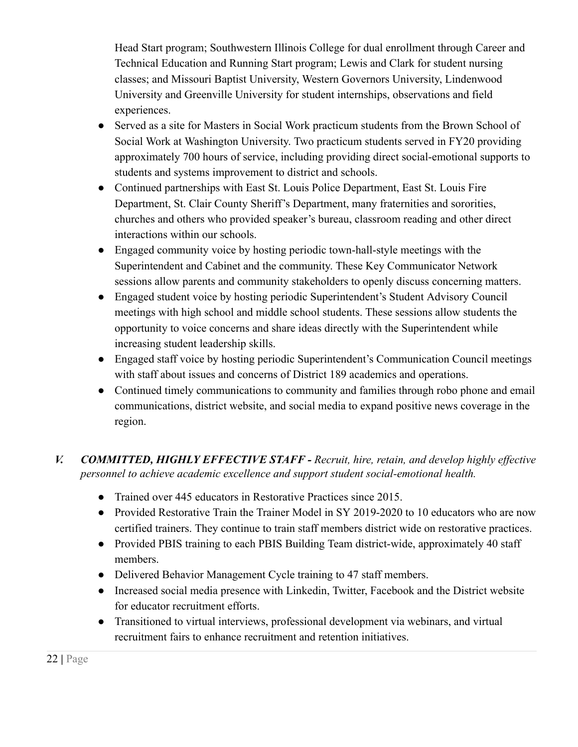Head Start program; Southwestern Illinois College for dual enrollment through Career and Technical Education and Running Start program; Lewis and Clark for student nursing classes; and Missouri Baptist University, Western Governors University, Lindenwood University and Greenville University for student internships, observations and field experiences.

- Served as a site for Masters in Social Work practicum students from the Brown School of Social Work at Washington University. Two practicum students served in FY20 providing approximately 700 hours of service, including providing direct social-emotional supports to students and systems improvement to district and schools.
- Continued partnerships with East St. Louis Police Department, East St. Louis Fire Department, St. Clair County Sheriff's Department, many fraternities and sororities, churches and others who provided speaker's bureau, classroom reading and other direct interactions within our schools.
- Engaged community voice by hosting periodic town-hall-style meetings with the Superintendent and Cabinet and the community. These Key Communicator Network sessions allow parents and community stakeholders to openly discuss concerning matters.
- Engaged student voice by hosting periodic Superintendent's Student Advisory Council meetings with high school and middle school students. These sessions allow students the opportunity to voice concerns and share ideas directly with the Superintendent while increasing student leadership skills.
- Engaged staff voice by hosting periodic Superintendent's Communication Council meetings with staff about issues and concerns of District 189 academics and operations.
- Continued timely communications to community and families through robo phone and email communications, district website, and social media to expand positive news coverage in the region.

## V. COMMITTED, HIGHLY EFFECTIVE STAFF - *Recruit, hire, retain, and develop highly effective personnel to achieve academic excellence and support student social-emotional health.*

- Trained over 445 educators in Restorative Practices since 2015.
- Provided Restorative Train the Trainer Model in SY 2019-2020 to 10 educators who are now certified trainers. They continue to train staff members district wide on restorative practices.
- Provided PBIS training to each PBIS Building Team district-wide, approximately 40 staff members.
- Delivered Behavior Management Cycle training to 47 staff members.
- Increased social media presence with Linkedin, Twitter, Facebook and the District website for educator recruitment efforts.
- Transitioned to virtual interviews, professional development via webinars, and virtual recruitment fairs to enhance recruitment and retention initiatives.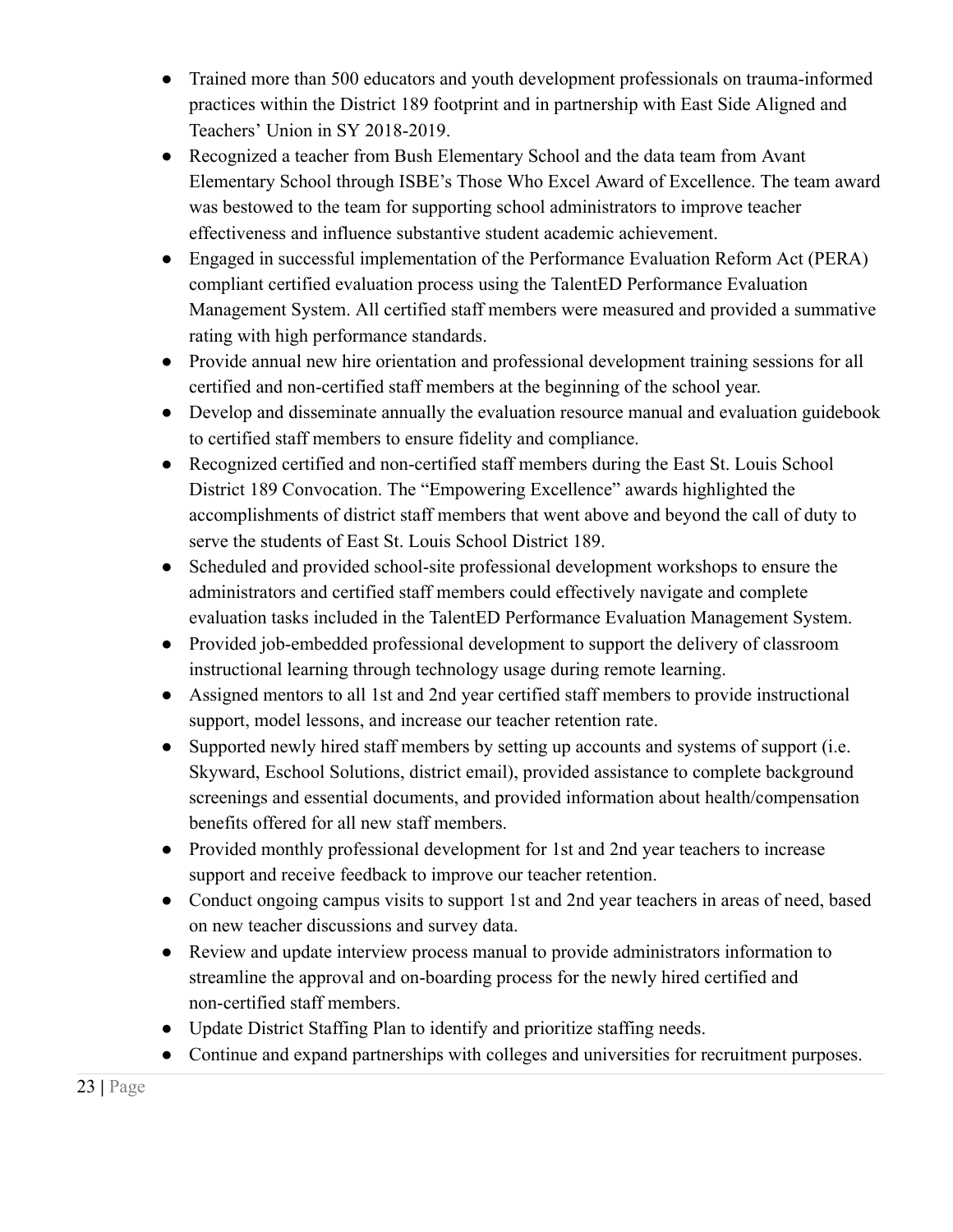- Trained more than 500 educators and youth development professionals on trauma-informed practices within the District 189 footprint and in partnership with East Side Aligned and Teachers' Union in SY 2018-2019.
- Recognized a teacher from Bush Elementary School and the data team from Avant Elementary School through ISBE's Those Who Excel Award of Excellence. The team award was bestowed to the team for supporting school administrators to improve teacher effectiveness and influence substantive student academic achievement.
- Engaged in successful implementation of the Performance Evaluation Reform Act (PERA) compliant certified evaluation process using the TalentED Performance Evaluation Management System. All certified staff members were measured and provided a summative rating with high performance standards.
- Provide annual new hire orientation and professional development training sessions for all certified and non-certified staff members at the beginning of the school year.
- Develop and disseminate annually the evaluation resource manual and evaluation guidebook to certified staff members to ensure fidelity and compliance.
- Recognized certified and non-certified staff members during the East St. Louis School District 189 Convocation. The "Empowering Excellence" awards highlighted the accomplishments of district staff members that went above and beyond the call of duty to serve the students of East St. Louis School District 189.
- Scheduled and provided school-site professional development workshops to ensure the administrators and certified staff members could effectively navigate and complete evaluation tasks included in the TalentED Performance Evaluation Management System.
- Provided job-embedded professional development to support the delivery of classroom instructional learning through technology usage during remote learning.
- Assigned mentors to all 1st and 2nd year certified staff members to provide instructional support, model lessons, and increase our teacher retention rate.
- Supported newly hired staff members by setting up accounts and systems of support (i.e. Skyward, Eschool Solutions, district email), provided assistance to complete background screenings and essential documents, and provided information about health/compensation benefits offered for all new staff members.
- Provided monthly professional development for 1st and 2nd year teachers to increase support and receive feedback to improve our teacher retention.
- Conduct ongoing campus visits to support 1st and 2nd year teachers in areas of need, based on new teacher discussions and survey data.
- Review and update interview process manual to provide administrators information to streamline the approval and on-boarding process for the newly hired certified and non-certified staff members.
- Update District Staffing Plan to identify and prioritize staffing needs.
- Continue and expand partnerships with colleges and universities for recruitment purposes.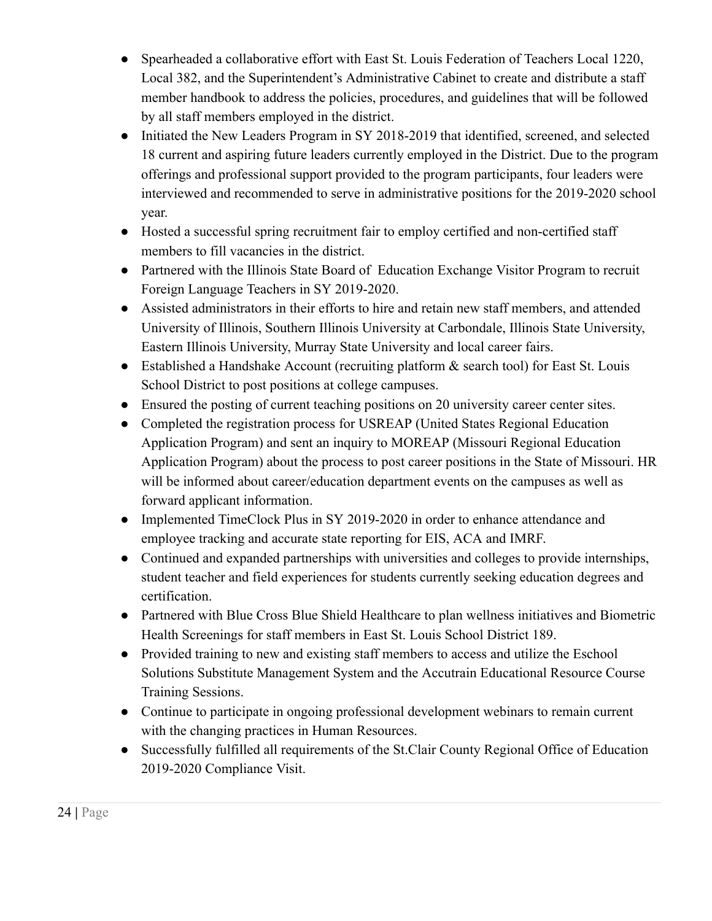- Spearheaded a collaborative effort with East St. Louis Federation of Teachers Local 1220, Local 382, and the Superintendent's Administrative Cabinet to create and distribute a staff member handbook to address the policies, procedures, and guidelines that will be followed by all staff members employed in the district.
- Initiated the New Leaders Program in SY 2018-2019 that identified, screened, and selected 18 current and aspiring future leaders currently employed in the District. Due to the program offerings and professional support provided to the program participants, four leaders were interviewed and recommended to serve in administrative positions for the 2019-2020 school year.
- Hosted a successful spring recruitment fair to employ certified and non-certified staff members to fill vacancies in the district.
- Partnered with the Illinois State Board of Education Exchange Visitor Program to recruit Foreign Language Teachers in SY 2019-2020.
- Assisted administrators in their efforts to hire and retain new staff members, and attended University of Illinois, Southern Illinois University at Carbondale, Illinois State University, Eastern Illinois University, Murray State University and local career fairs.
- Established a Handshake Account (recruiting platform & search tool) for East St. Louis School District to post positions at college campuses.
- Ensured the posting of current teaching positions on 20 university career center sites.
- Completed the registration process for USREAP (United States Regional Education Application Program) and sent an inquiry to MOREAP (Missouri Regional Education Application Program) about the process to post career positions in the State of Missouri. HR will be informed about career/education department events on the campuses as well as forward applicant information.
- Implemented TimeClock Plus in SY 2019-2020 in order to enhance attendance and employee tracking and accurate state reporting for EIS, ACA and IMRF.
- Continued and expanded partnerships with universities and colleges to provide internships, student teacher and field experiences for students currently seeking education degrees and certification.
- Partnered with Blue Cross Blue Shield Healthcare to plan wellness initiatives and Biometric Health Screenings for staff members in East St. Louis School District 189.
- Provided training to new and existing staff members to access and utilize the Eschool Solutions Substitute Management System and the Accutrain Educational Resource Course Training Sessions.
- Continue to participate in ongoing professional development webinars to remain current with the changing practices in Human Resources.
- Successfully fulfilled all requirements of the St.Clair County Regional Office of Education 2019-2020 Compliance Visit.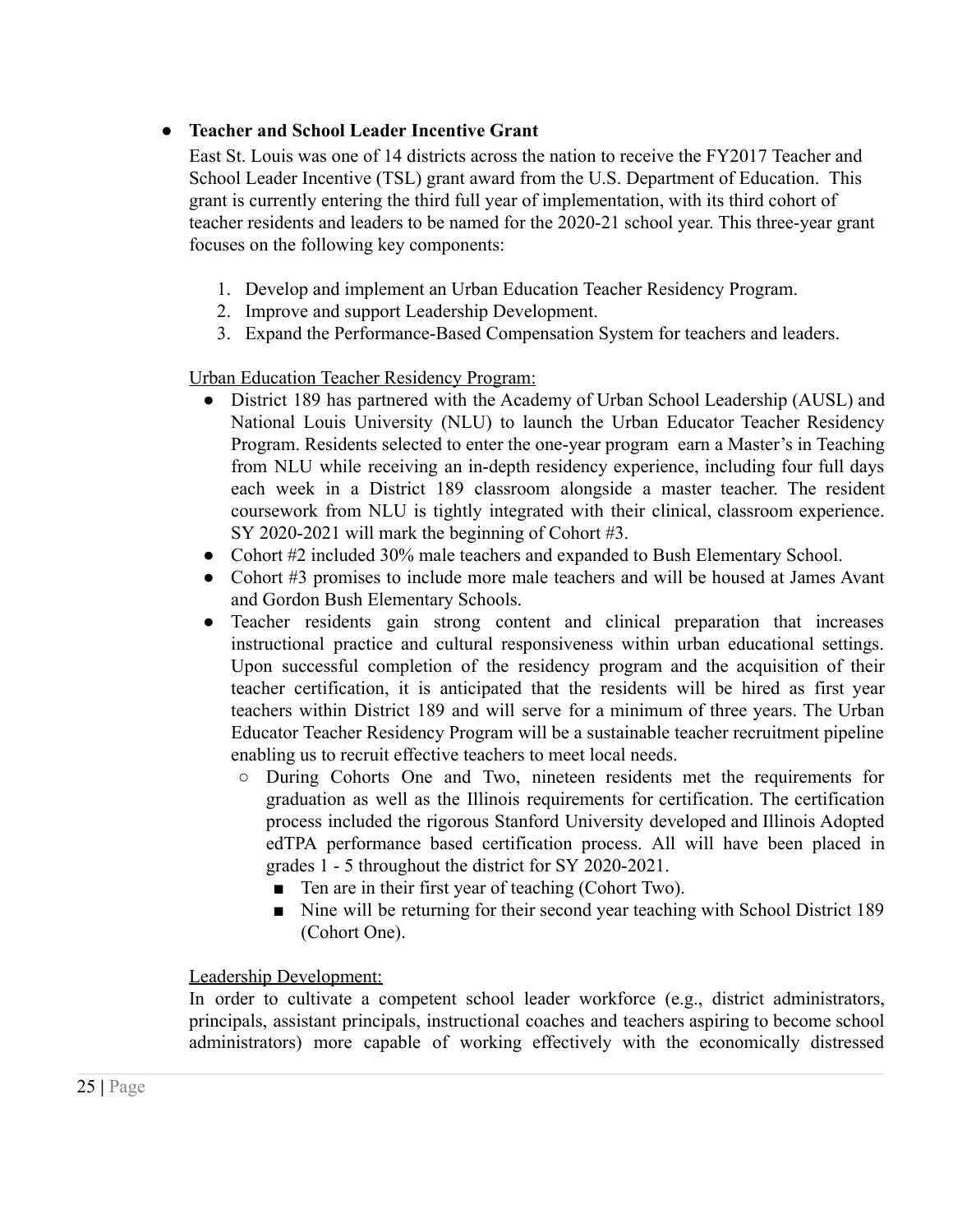- **Teacher and School Leader Incentive Grant**

  East St. Louis was one of 14 districts across the nation to receive the FY2017 Teacher and School Leader Incentive (TSL) grant award from the U.S. Department of Education. This grant is currently entering the third full year of implementation, with its third cohort of teacher residents and leaders to be named for the 2020-21 school year. This three-year grant focuses on the following key components:

  1. Develop and implement an Urban Education Teacher Residency Program.
  2. Improve and support Leadership Development.
  3. Expand the Performance-Based Compensation System for teachers and leaders.

  <u>Urban Education Teacher Residency Program:</u>

  - District 189 has partnered with the Academy of Urban School Leadership (AUSL) and National Louis University (NLU) to launch the Urban Educator Teacher Residency Program. Residents selected to enter the one-year program earn a Master's in Teaching from NLU while receiving an in-depth residency experience, including four full days each week in a District 189 classroom alongside a master teacher. The resident coursework from NLU is tightly integrated with their clinical, classroom experience. SY 2020-2021 will mark the beginning of Cohort #3.
  - Cohort #2 included 30% male teachers and expanded to Bush Elementary School.
  - Cohort #3 promises to include more male teachers and will be housed at James Avant and Gordon Bush Elementary Schools.
  - Teacher residents gain strong content and clinical preparation that increases instructional practice and cultural responsiveness within urban educational settings. Upon successful completion of the residency program and the acquisition of their teacher certification, it is anticipated that the residents will be hired as first year teachers within District 189 and will serve for a minimum of three years. The Urban Educator Teacher Residency Program will be a sustainable teacher recruitment pipeline enabling us to recruit effective teachers to meet local needs.
    - During Cohorts One and Two, nineteen residents met the requirements for graduation as well as the Illinois requirements for certification. The certification process included the rigorous Stanford University developed and Illinois Adopted edTPA performance based certification process. All will have been placed in grades 1 - 5 throughout the district for SY 2020-2021.
      - Ten are in their first year of teaching (Cohort Two).
      - Nine will be returning for their second year teaching with School District 189 (Cohort One).

  <u>Leadership Development:</u>

  In order to cultivate a competent school leader workforce (e.g., district administrators, principals, assistant principals, instructional coaches and teachers aspiring to become school administrators) more capable of working effectively with the economically distressed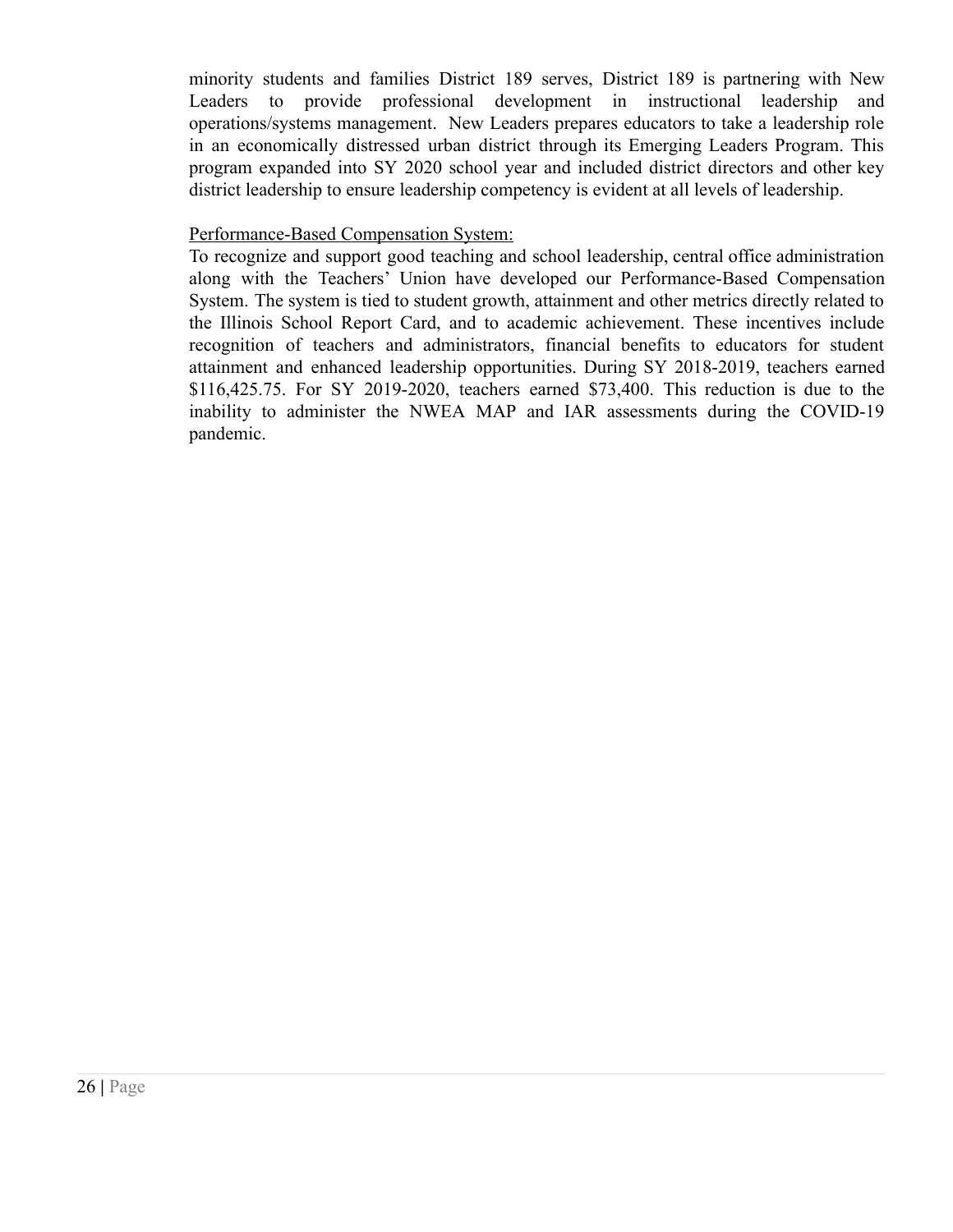minority students and families District 189 serves, District 189 is partnering with New Leaders to provide professional development in instructional leadership and operations/systems management. New Leaders prepares educators to take a leadership role in an economically distressed urban district through its Emerging Leaders Program. This program expanded into SY 2020 school year and included district directors and other key district leadership to ensure leadership competency is evident at all levels of leadership.

<u>Performance-Based Compensation System:</u>

To recognize and support good teaching and school leadership, central office administration along with the Teachers' Union have developed our Performance-Based Compensation System. The system is tied to student growth, attainment and other metrics directly related to the Illinois School Report Card, and to academic achievement. These incentives include recognition of teachers and administrators, financial benefits to educators for student attainment and enhanced leadership opportunities. During SY 2018-2019, teachers earned $116,425.75. For SY 2019-2020, teachers earned $73,400. This reduction is due to the inability to administer the NWEA MAP and IAR assessments during the COVID-19 pandemic.